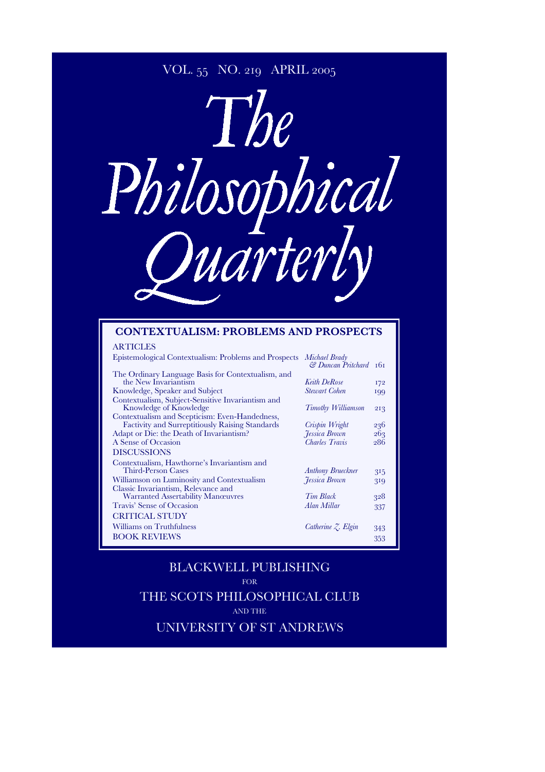VOL. 55 NO. 219 APRIL 2005

# The Philosophical Quarterly

## CONTEXTUALISM: PROBLEMS AND PROSPECTS

### ARTICLES

| | | |
|---|---|---|
| Epistemological Contextualism: Problems and Prospects | *Michael Brady & Duncan Pritchard* | 161 |
| The Ordinary Language Basis for Contextualism, and the New Invariantism | *Keith DeRose* | 172 |
| Knowledge, Speaker and Subject | *Stewart Cohen* | 199 |
| Contextualism, Subject-Sensitive Invariantism and Knowledge of Knowledge | *Timothy Williamson* | 213 |
| Contextualism and Scepticism: Even-Handedness, Factivity and Surreptitiously Raising Standards | *Crispin Wright* | 236 |
| Adapt or Die: the Death of Invariantism? | *Jessica Brown* | 263 |
| A Sense of Occasion | *Charles Travis* | 286 |

### DISCUSSIONS

| | | |
|---|---|---|
| Contextualism, Hawthorne's Invariantism and Third-Person Cases | *Anthony Brueckner* | 315 |
| Williamson on Luminosity and Contextualism | *Jessica Brown* | 319 |
| Classic Invariantism, Relevance and Warranted Assertability Manœuvres | *Tim Black* | 328 |
| Travis' Sense of Occasion | *Alan Millar* | 337 |

### CRITICAL STUDY

| | | |
|---|---|---|
| Williams on Truthfulness | *Catherine Z. Elgin* | 343 |

### BOOK REVIEWS

353

BLACKWELL PUBLISHING

FOR

THE SCOTS PHILOSOPHICAL CLUB

AND THE

UNIVERSITY OF ST ANDREWS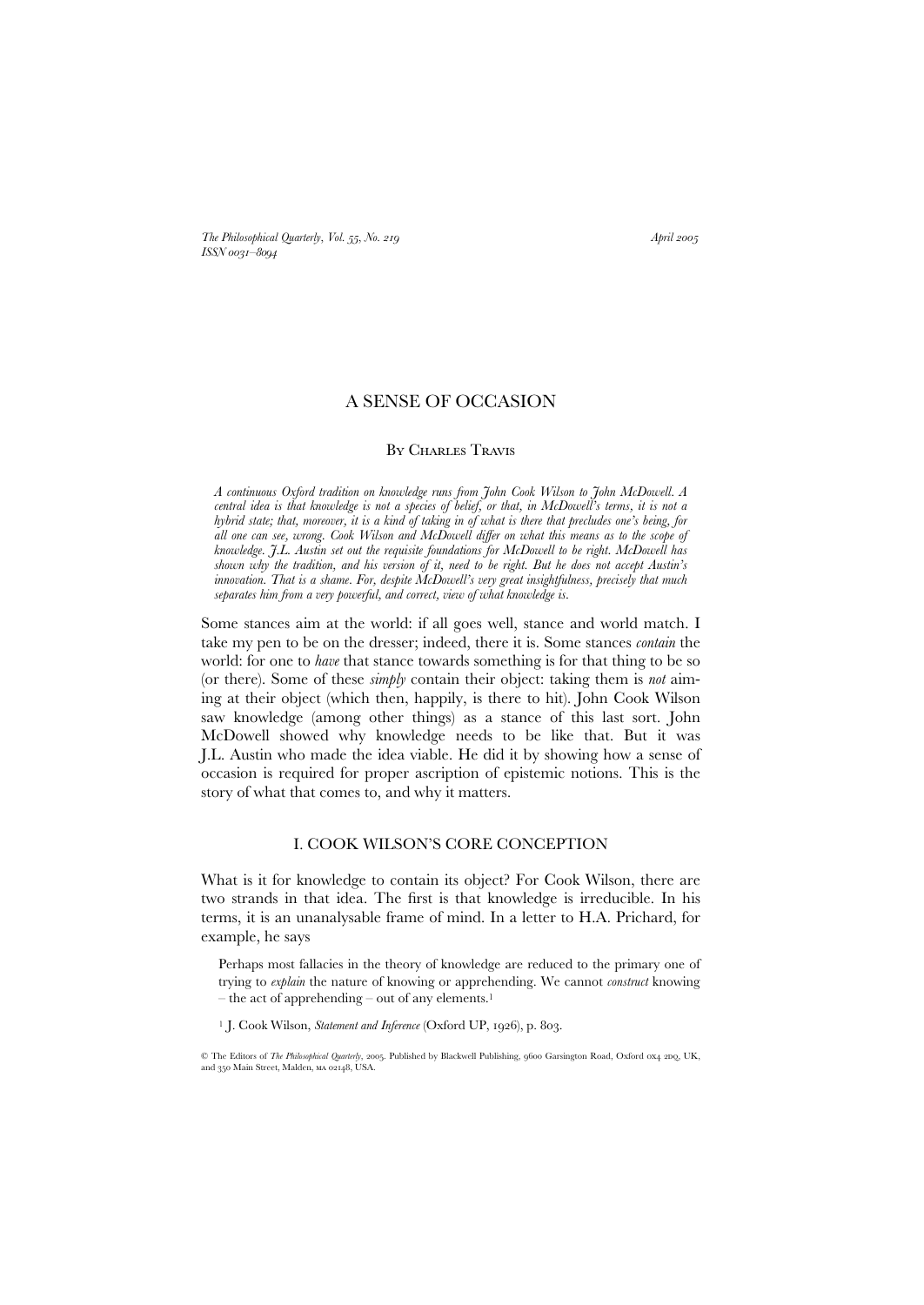# A SENSE OF OCCASION

By Charles Travis

*A continuous Oxford tradition on knowledge runs from John Cook Wilson to John McDowell. A central idea is that knowledge is not a species of belief, or that, in McDowell's terms, it is not a hybrid state; that, moreover, it is a kind of taking in of what is there that precludes one's being, for all one can see, wrong. Cook Wilson and McDowell differ on what this means as to the scope of knowledge. J.L. Austin set out the requisite foundations for McDowell to be right. McDowell has shown why the tradition, and his version of it, need to be right. But he does not accept Austin's innovation. That is a shame. For, despite McDowell's very great insightfulness, precisely that much separates him from a very powerful, and correct, view of what knowledge is.*

Some stances aim at the world: if all goes well, stance and world match. I take my pen to be on the dresser; indeed, there it is. Some stances *contain* the world: for one to *have* that stance towards something is for that thing to be so (or there). Some of these *simply* contain their object: taking them is *not* aiming at their object (which then, happily, is there to hit). John Cook Wilson saw knowledge (among other things) as a stance of this last sort. John McDowell showed why knowledge needs to be like that. But it was J.L. Austin who made the idea viable. He did it by showing how a sense of occasion is required for proper ascription of epistemic notions. This is the story of what that comes to, and why it matters.

## I. COOK WILSON'S CORE CONCEPTION

What is it for knowledge to contain its object? For Cook Wilson, there are two strands in that idea. The first is that knowledge is irreducible. In his terms, it is an unanalysable frame of mind. In a letter to H.A. Prichard, for example, he says

> Perhaps most fallacies in the theory of knowledge are reduced to the primary one of trying to *explain* the nature of knowing or apprehending. We cannot *construct* knowing – the act of apprehending – out of any elements.[1]

[1] J. Cook Wilson, *Statement and Inference* (Oxford UP, 1926), p. 803.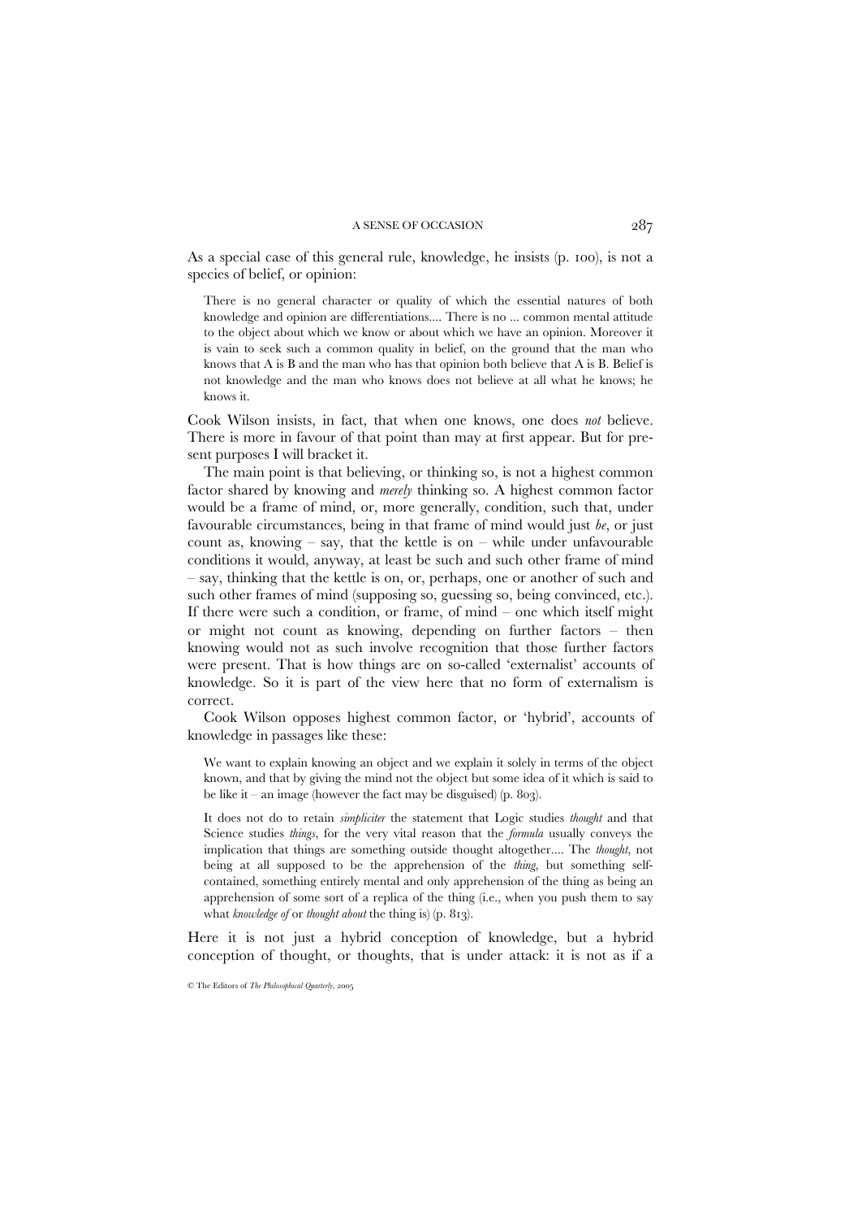As a special case of this general rule, knowledge, he insists (p. 100), is not a species of belief, or opinion:

> There is no general character or quality of which the essential natures of both knowledge and opinion are differentiations.... There is no ... common mental attitude to the object about which we know or about which we have an opinion. Moreover it is vain to seek such a common quality in belief, on the ground that the man who knows that A is B and the man who has that opinion both believe that A is B. Belief is not knowledge and the man who knows does not believe at all what he knows; he knows it.

Cook Wilson insists, in fact, that when one knows, one does *not* believe. There is more in favour of that point than may at first appear. But for present purposes I will bracket it.

The main point is that believing, or thinking so, is not a highest common factor shared by knowing and *merely* thinking so. A highest common factor would be a frame of mind, or, more generally, condition, such that, under favourable circumstances, being in that frame of mind would just *be*, or just count as, knowing – say, that the kettle is on – while under unfavourable conditions it would, anyway, at least be such and such other frame of mind – say, thinking that the kettle is on, or, perhaps, one or another of such and such other frames of mind (supposing so, guessing so, being convinced, etc.). If there were such a condition, or frame, of mind – one which itself might or might not count as knowing, depending on further factors – then knowing would not as such involve recognition that those further factors were present. That is how things are on so-called 'externalist' accounts of knowledge. So it is part of the view here that no form of externalism is correct.

Cook Wilson opposes highest common factor, or 'hybrid', accounts of knowledge in passages like these:

> We want to explain knowing an object and we explain it solely in terms of the object known, and that by giving the mind not the object but some idea of it which is said to be like it – an image (however the fact may be disguised) (p. 803).

> It does not do to retain *simpliciter* the statement that Logic studies *thought* and that Science studies *things*, for the very vital reason that the *formula* usually conveys the implication that things are something outside thought altogether.... The *thought*, not being at all supposed to be the apprehension of the *thing*, but something self-contained, something entirely mental and only apprehension of the thing as being an apprehension of some sort of a replica of the thing (i.e., when you push them to say what *knowledge of* or *thought about* the thing is) (p. 813).

Here it is not just a hybrid conception of knowledge, but a hybrid conception of thought, or thoughts, that is under attack: it is not as if a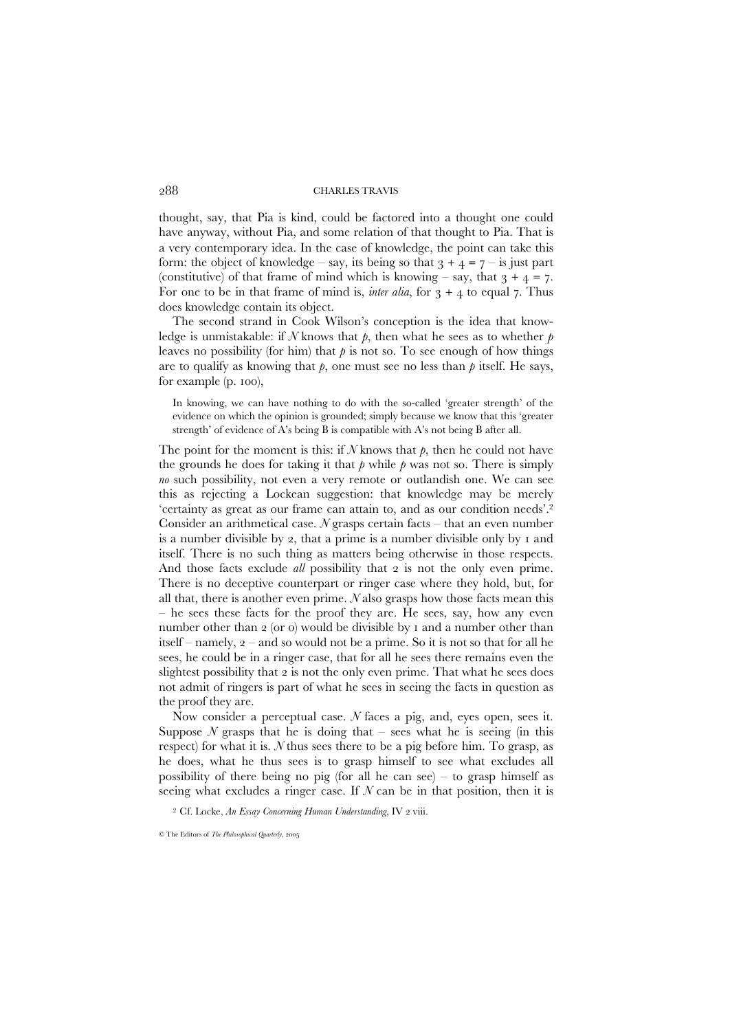thought, say, that Pia is kind, could be factored into a thought one could have anyway, without Pia, and some relation of that thought to Pia. That is a very contemporary idea. In the case of knowledge, the point can take this form: the object of knowledge – say, its being so that $3 + 4 = 7$ – is just part (constitutive) of that frame of mind which is knowing – say, that $3 + 4 = 7$. For one to be in that frame of mind is, *inter alia*, for $3 + 4$ to equal 7. Thus does knowledge contain its object.

The second strand in Cook Wilson's conception is the idea that knowledge is unmistakable: if *N* knows that *p*, then what he sees as to whether *p* leaves no possibility (for him) that *p* is not so. To see enough of how things are to qualify as knowing that *p*, one must see no less than *p* itself. He says, for example (p. 100),

> In knowing, we can have nothing to do with the so-called 'greater strength' of the evidence on which the opinion is grounded; simply because we know that this 'greater strength' of evidence of A's being B is compatible with A's not being B after all.

The point for the moment is this: if *N* knows that *p*, then he could not have the grounds he does for taking it that *p* while *p* was not so. There is simply *no* such possibility, not even a very remote or outlandish one. We can see this as rejecting a Lockean suggestion: that knowledge may be merely 'certainty as great as our frame can attain to, and as our condition needs'.[2] Consider an arithmetical case. *N* grasps certain facts – that an even number is a number divisible by 2, that a prime is a number divisible only by 1 and itself. There is no such thing as matters being otherwise in those respects. And those facts exclude *all* possibility that 2 is not the only even prime. There is no deceptive counterpart or ringer case where they hold, but, for all that, there is another even prime. *N* also grasps how those facts mean this – he sees these facts for the proof they are. He sees, say, how any even number other than 2 (or 0) would be divisible by 1 and a number other than itself – namely, 2 – and so would not be a prime. So it is not so that for all he sees, he could be in a ringer case, that for all he sees there remains even the slightest possibility that 2 is not the only even prime. That what he sees does not admit of ringers is part of what he sees in seeing the facts in question as the proof they are.

Now consider a perceptual case. *N* faces a pig, and, eyes open, sees it. Suppose *N* grasps that he is doing that – sees what he is seeing (in this respect) for what it is. *N* thus sees there to be a pig before him. To grasp, as he does, what he thus sees is to grasp himself to see what excludes all possibility of there being no pig (for all he can see) – to grasp himself as seeing what excludes a ringer case. If *N* can be in that position, then it is

[2] Cf. Locke, *An Essay Concerning Human Understanding*, IV 2 viii.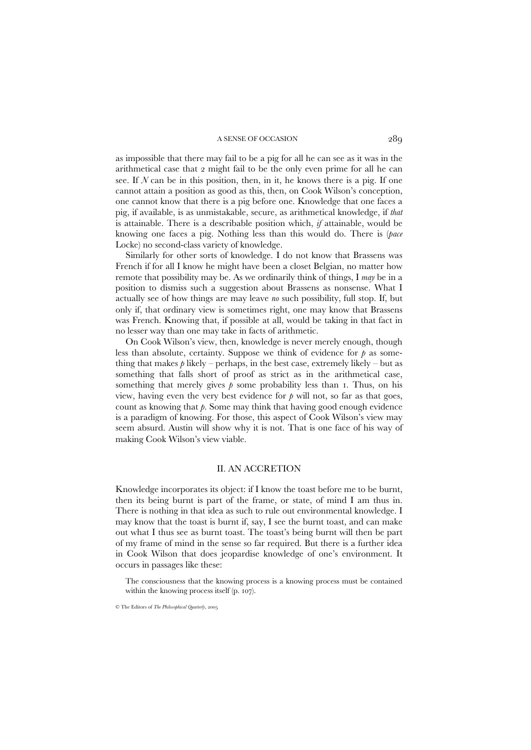as impossible that there may fail to be a pig for all he can see as it was in the arithmetical case that 2 might fail to be the only even prime for all he can see. If $N$ can be in this position, then, in it, he knows there is a pig. If one cannot attain a position as good as this, then, on Cook Wilson's conception, one cannot know that there is a pig before one. Knowledge that one faces a pig, if available, is as unmistakable, secure, as arithmetical knowledge, if *that* is attainable. There is a describable position which, *if* attainable, would be knowing one faces a pig. Nothing less than this would do. There is (*pace* Locke) no second-class variety of knowledge.

Similarly for other sorts of knowledge. I do not know that Brassens was French if for all I know he might have been a closet Belgian, no matter how remote that possibility may be. As we ordinarily think of things, I *may* be in a position to dismiss such a suggestion about Brassens as nonsense. What I actually see of how things are may leave *no* such possibility, full stop. If, but only if, that ordinary view is sometimes right, one may know that Brassens was French. Knowing that, if possible at all, would be taking in that fact in no lesser way than one may take in facts of arithmetic.

On Cook Wilson's view, then, knowledge is never merely enough, though less than absolute, certainty. Suppose we think of evidence for $p$ as something that makes $p$ likely – perhaps, in the best case, extremely likely – but as something that falls short of proof as strict as in the arithmetical case, something that merely gives $p$ some probability less than 1. Thus, on his view, having even the very best evidence for $p$ will not, so far as that goes, count as knowing that $p$. Some may think that having good enough evidence is a paradigm of knowing. For those, this aspect of Cook Wilson's view may seem absurd. Austin will show why it is not. That is one face of his way of making Cook Wilson's view viable.

## II. AN ACCRETION

Knowledge incorporates its object: if I know the toast before me to be burnt, then its being burnt is part of the frame, or state, of mind I am thus in. There is nothing in that idea as such to rule out environmental knowledge. I may know that the toast is burnt if, say, I see the burnt toast, and can make out what I thus see as burnt toast. The toast's being burnt will then be part of my frame of mind in the sense so far required. But there is a further idea in Cook Wilson that does jeopardise knowledge of one's environment. It occurs in passages like these:

> The consciousness that the knowing process is a knowing process must be contained within the knowing process itself (p. 107).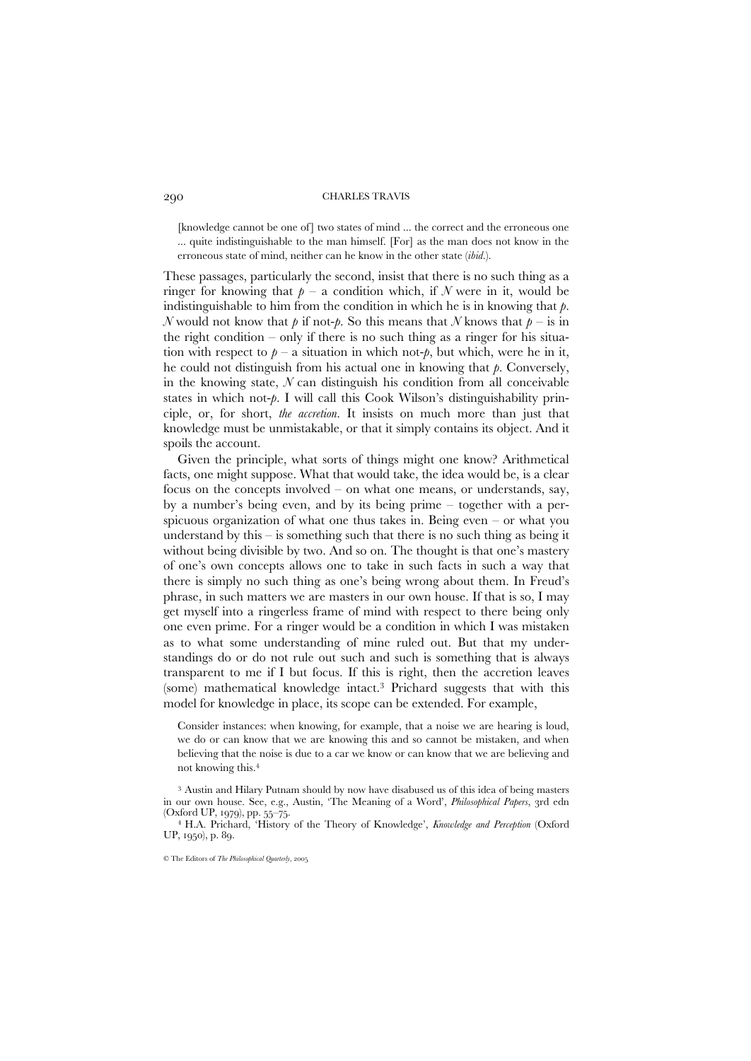> [knowledge cannot be one of] two states of mind ... the correct and the erroneous one ... quite indistinguishable to the man himself. [For] as the man does not know in the erroneous state of mind, neither can he know in the other state (*ibid.*).

These passages, particularly the second, insist that there is no such thing as a ringer for knowing that *p* – a condition which, if *N* were in it, would be indistinguishable to him from the condition in which he is in knowing that *p*. *N* would not know that *p* if not-*p*. So this means that *N* knows that *p* – is in the right condition – only if there is no such thing as a ringer for his situation with respect to *p* – a situation in which not-*p*, but which, were he in it, he could not distinguish from his actual one in knowing that *p*. Conversely, in the knowing state, *N* can distinguish his condition from all conceivable states in which not-*p*. I will call this Cook Wilson's distinguishability principle, or, for short, *the accretion*. It insists on much more than just that knowledge must be unmistakable, or that it simply contains its object. And it spoils the account.

Given the principle, what sorts of things might one know? Arithmetical facts, one might suppose. What that would take, the idea would be, is a clear focus on the concepts involved – on what one means, or understands, say, by a number's being even, and by its being prime – together with a perspicuous organization of what one thus takes in. Being even – or what you understand by this – is something such that there is no such thing as being it without being divisible by two. And so on. The thought is that one's mastery of one's own concepts allows one to take in such facts in such a way that there is simply no such thing as one's being wrong about them. In Freud's phrase, in such matters we are masters in our own house. If that is so, I may get myself into a ringerless frame of mind with respect to there being only one even prime. For a ringer would be a condition in which I was mistaken as to what some understanding of mine ruled out. But that my understandings do or do not rule out such and such is something that is always transparent to me if I but focus. If this is right, then the accretion leaves (some) mathematical knowledge intact.[3] Prichard suggests that with this model for knowledge in place, its scope can be extended. For example,

> Consider instances: when knowing, for example, that a noise we are hearing is loud, we do or can know that we are knowing this and so cannot be mistaken, and when believing that the noise is due to a car we know or can know that we are believing and not knowing this.[4]

[3] Austin and Hilary Putnam should by now have disabused us of this idea of being masters in our own house. See, e.g., Austin, 'The Meaning of a Word', *Philosophical Papers*, 3rd edn (Oxford UP, 1979), pp. 55–75.

[4] H.A. Prichard, 'History of the Theory of Knowledge', *Knowledge and Perception* (Oxford UP, 1950), p. 89.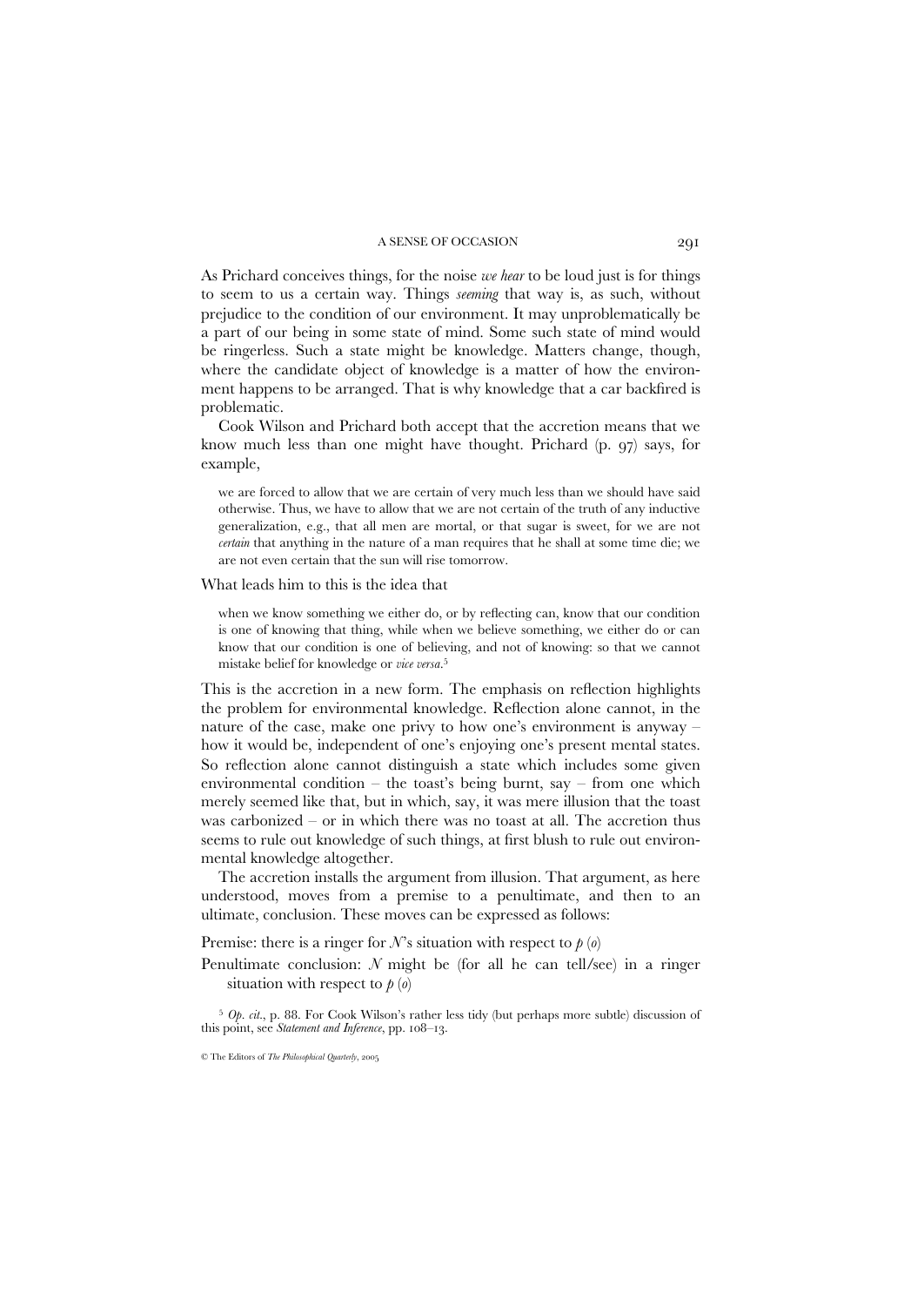As Prichard conceives things, for the noise *we hear* to be loud just is for things to seem to us a certain way. Things *seeming* that way is, as such, without prejudice to the condition of our environment. It may unproblematically be a part of our being in some state of mind. Some such state of mind would be ringerless. Such a state might be knowledge. Matters change, though, where the candidate object of knowledge is a matter of how the environment happens to be arranged. That is why knowledge that a car backfired is problematic.

Cook Wilson and Prichard both accept that the accretion means that we know much less than one might have thought. Prichard (p. 97) says, for example,

> we are forced to allow that we are certain of very much less than we should have said otherwise. Thus, we have to allow that we are not certain of the truth of any inductive generalization, e.g., that all men are mortal, or that sugar is sweet, for we are not *certain* that anything in the nature of a man requires that he shall at some time die; we are not even certain that the sun will rise tomorrow.

What leads him to this is the idea that

> when we know something we either do, or by reflecting can, know that our condition is one of knowing that thing, while when we believe something, we either do or can know that our condition is one of believing, and not of knowing: so that we cannot mistake belief for knowledge or *vice versa*.[5]

This is the accretion in a new form. The emphasis on reflection highlights the problem for environmental knowledge. Reflection alone cannot, in the nature of the case, make one privy to how one's environment is anyway – how it would be, independent of one's enjoying one's present mental states. So reflection alone cannot distinguish a state which includes some given environmental condition – the toast's being burnt, say – from one which merely seemed like that, but in which, say, it was mere illusion that the toast was carbonized – or in which there was no toast at all. The accretion thus seems to rule out knowledge of such things, at first blush to rule out environmental knowledge altogether.

The accretion installs the argument from illusion. That argument, as here understood, moves from a premise to a penultimate, and then to an ultimate, conclusion. These moves can be expressed as follows:

Premise: there is a ringer for *N*'s situation with respect to *p* (*o*)

Penultimate conclusion: *N* might be (for all he can tell/see) in a ringer situation with respect to *p* (*o*)

[5] *Op. cit.*, p. 88. For Cook Wilson's rather less tidy (but perhaps more subtle) discussion of this point, see *Statement and Inference*, pp. 108–13.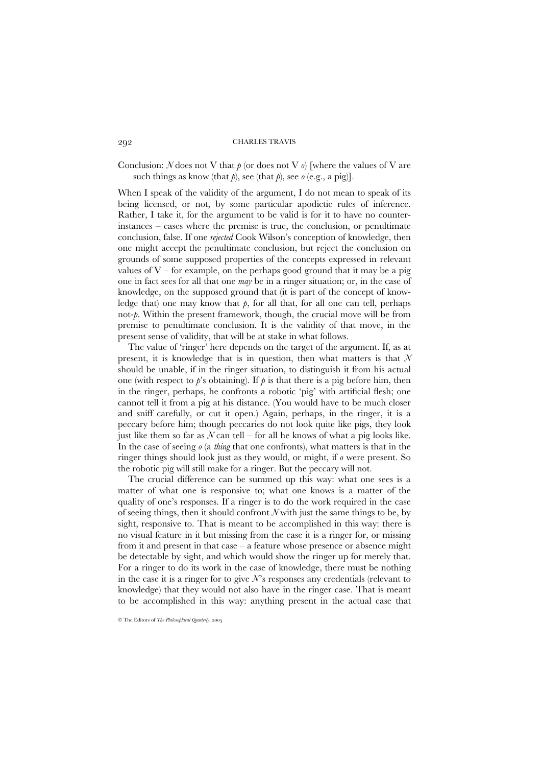Conclusion: *N* does not V that *p* (or does not V *o*) [where the values of V are such things as know (that *p*), see (that *p*), see *o* (e.g., a pig)].

When I speak of the validity of the argument, I do not mean to speak of its being licensed, or not, by some particular apodictic rules of inference. Rather, I take it, for the argument to be valid is for it to have no counter-instances – cases where the premise is true, the conclusion, or penultimate conclusion, false. If one *rejected* Cook Wilson's conception of knowledge, then one might accept the penultimate conclusion, but reject the conclusion on grounds of some supposed properties of the concepts expressed in relevant values of V – for example, on the perhaps good ground that it may be a pig one in fact sees for all that one *may* be in a ringer situation; or, in the case of knowledge, on the supposed ground that (it is part of the concept of knowledge that) one may know that *p*, for all that, for all one can tell, perhaps not-*p*. Within the present framework, though, the crucial move will be from premise to penultimate conclusion. It is the validity of that move, in the present sense of validity, that will be at stake in what follows.

The value of 'ringer' here depends on the target of the argument. If, as at present, it is knowledge that is in question, then what matters is that *N* should be unable, if in the ringer situation, to distinguish it from his actual one (with respect to *p*'s obtaining). If *p* is that there is a pig before him, then in the ringer, perhaps, he confronts a robotic 'pig' with artificial flesh; one cannot tell it from a pig at his distance. (You would have to be much closer and sniff carefully, or cut it open.) Again, perhaps, in the ringer, it is a peccary before him; though peccaries do not look quite like pigs, they look just like them so far as *N* can tell – for all he knows of what a pig looks like. In the case of seeing *o* (a *thing* that one confronts), what matters is that in the ringer things should look just as they would, or might, if *o* were present. So the robotic pig will still make for a ringer. But the peccary will not.

The crucial difference can be summed up this way: what one sees is a matter of what one is responsive to; what one knows is a matter of the quality of one's responses. If a ringer is to do the work required in the case of seeing things, then it should confront *N* with just the same things to be, by sight, responsive to. That is meant to be accomplished in this way: there is no visual feature in it but missing from the case it is a ringer for, or missing from it and present in that case – a feature whose presence or absence might be detectable by sight, and which would show the ringer up for merely that. For a ringer to do its work in the case of knowledge, there must be nothing in the case it is a ringer for to give *N*'s responses any credentials (relevant to knowledge) that they would not also have in the ringer case. That is meant to be accomplished in this way: anything present in the actual case that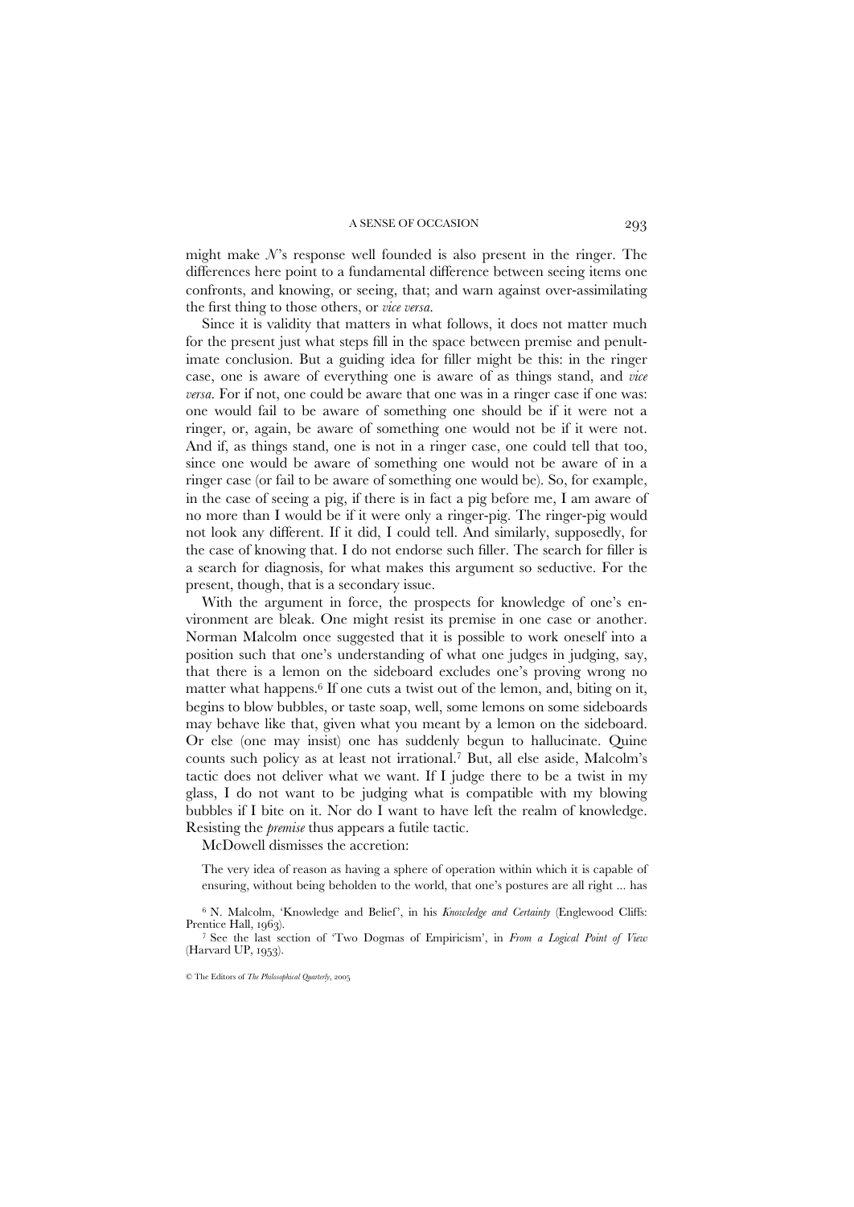might make *N*'s response well founded is also present in the ringer. The differences here point to a fundamental difference between seeing items one confronts, and knowing, or seeing, that; and warn against over-assimilating the first thing to those others, or *vice versa*.

Since it is validity that matters in what follows, it does not matter much for the present just what steps fill in the space between premise and penultimate conclusion. But a guiding idea for filler might be this: in the ringer case, one is aware of everything one is aware of as things stand, and *vice versa*. For if not, one could be aware that one was in a ringer case if one was: one would fail to be aware of something one should be if it were not a ringer, or, again, be aware of something one would not be if it were not. And if, as things stand, one is not in a ringer case, one could tell that too, since one would be aware of something one would not be aware of in a ringer case (or fail to be aware of something one would be). So, for example, in the case of seeing a pig, if there is in fact a pig before me, I am aware of no more than I would be if it were only a ringer-pig. The ringer-pig would not look any different. If it did, I could tell. And similarly, supposedly, for the case of knowing that. I do not endorse such filler. The search for filler is a search for diagnosis, for what makes this argument so seductive. For the present, though, that is a secondary issue.

With the argument in force, the prospects for knowledge of one's environment are bleak. One might resist its premise in one case or another. Norman Malcolm once suggested that it is possible to work oneself into a position such that one's understanding of what one judges in judging, say, that there is a lemon on the sideboard excludes one's proving wrong no matter what happens.[6] If one cuts a twist out of the lemon, and, biting on it, begins to blow bubbles, or taste soap, well, some lemons on some sideboards may behave like that, given what you meant by a lemon on the sideboard. Or else (one may insist) one has suddenly begun to hallucinate. Quine counts such policy as at least not irrational.[7] But, all else aside, Malcolm's tactic does not deliver what we want. If I judge there to be a twist in my glass, I do not want to be judging what is compatible with my blowing bubbles if I bite on it. Nor do I want to have left the realm of knowledge. Resisting the *premise* thus appears a futile tactic.

McDowell dismisses the accretion:

> The very idea of reason as having a sphere of operation within which it is capable of ensuring, without being beholden to the world, that one's postures are all right ... has

[6] N. Malcolm, 'Knowledge and Belief', in his *Knowledge and Certainty* (Englewood Cliffs: Prentice Hall, 1963).

[7] See the last section of 'Two Dogmas of Empiricism', in *From a Logical Point of View* (Harvard UP, 1953).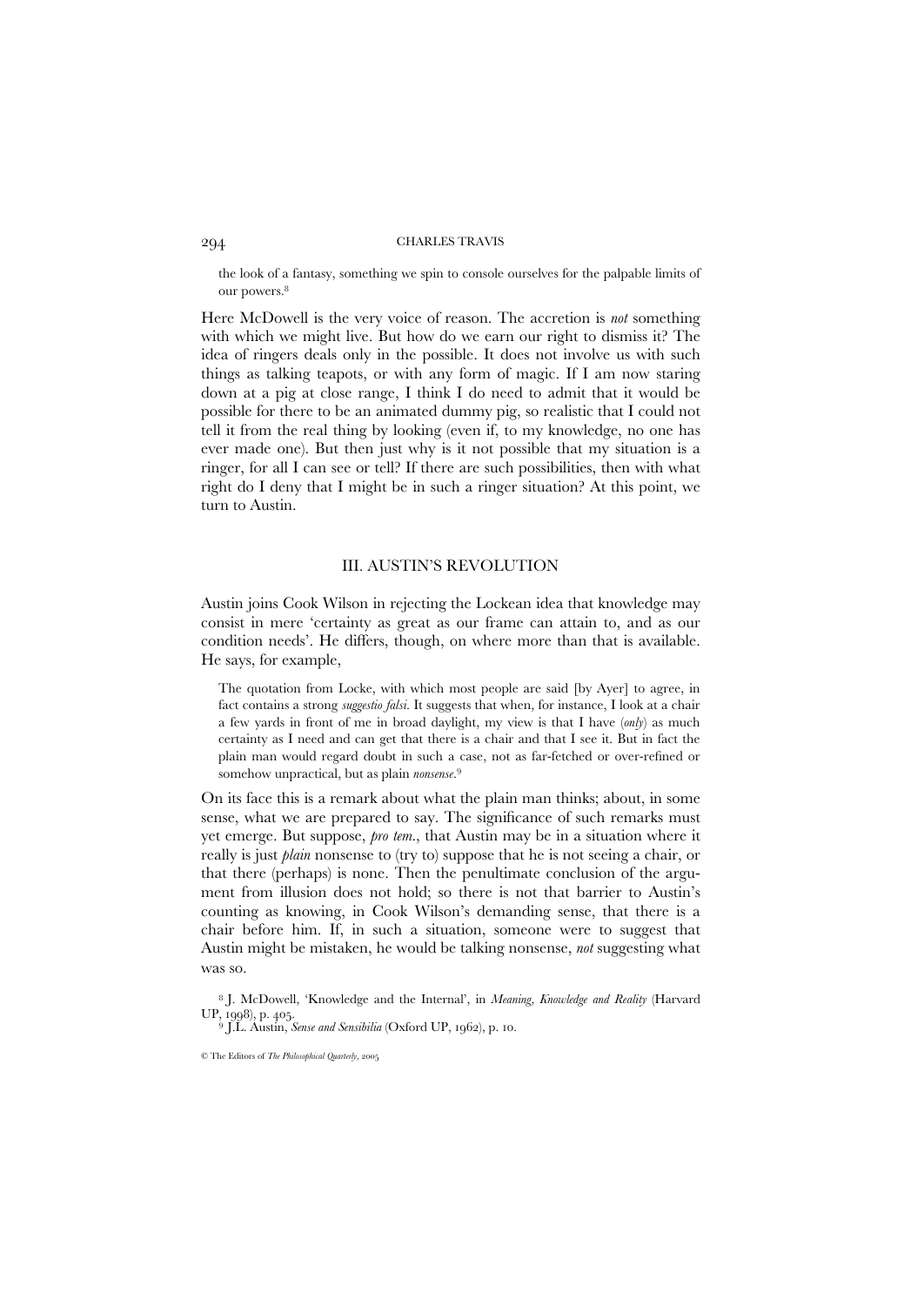> the look of a fantasy, something we spin to console ourselves for the palpable limits of our powers.[8]

Here McDowell is the very voice of reason. The accretion is *not* something with which we might live. But how do we earn our right to dismiss it? The idea of ringers deals only in the possible. It does not involve us with such things as talking teapots, or with any form of magic. If I am now staring down at a pig at close range, I think I do need to admit that it would be possible for there to be an animated dummy pig, so realistic that I could not tell it from the real thing by looking (even if, to my knowledge, no one has ever made one). But then just why is it not possible that my situation is a ringer, for all I can see or tell? If there are such possibilities, then with what right do I deny that I might be in such a ringer situation? At this point, we turn to Austin.

## III. AUSTIN'S REVOLUTION

Austin joins Cook Wilson in rejecting the Lockean idea that knowledge may consist in mere 'certainty as great as our frame can attain to, and as our condition needs'. He differs, though, on where more than that is available. He says, for example,

> The quotation from Locke, with which most people are said [by Ayer] to agree, in fact contains a strong *suggestio falsi*. It suggests that when, for instance, I look at a chair a few yards in front of me in broad daylight, my view is that I have (*only*) as much certainty as I need and can get that there is a chair and that I see it. But in fact the plain man would regard doubt in such a case, not as far-fetched or over-refined or somehow unpractical, but as plain *nonsense*.[9]

On its face this is a remark about what the plain man thinks; about, in some sense, what we are prepared to say. The significance of such remarks must yet emerge. But suppose, *pro tem.*, that Austin may be in a situation where it really is just *plain* nonsense to (try to) suppose that he is not seeing a chair, or that there (perhaps) is none. Then the penultimate conclusion of the argument from illusion does not hold; so there is not that barrier to Austin's counting as knowing, in Cook Wilson's demanding sense, that there is a chair before him. If, in such a situation, someone were to suggest that Austin might be mistaken, he would be talking nonsense, *not* suggesting what was so.

[8] J. McDowell, 'Knowledge and the Internal', in *Meaning, Knowledge and Reality* (Harvard UP, 1998), p. 405.

[9] J.L. Austin, *Sense and Sensibilia* (Oxford UP, 1962), p. 10.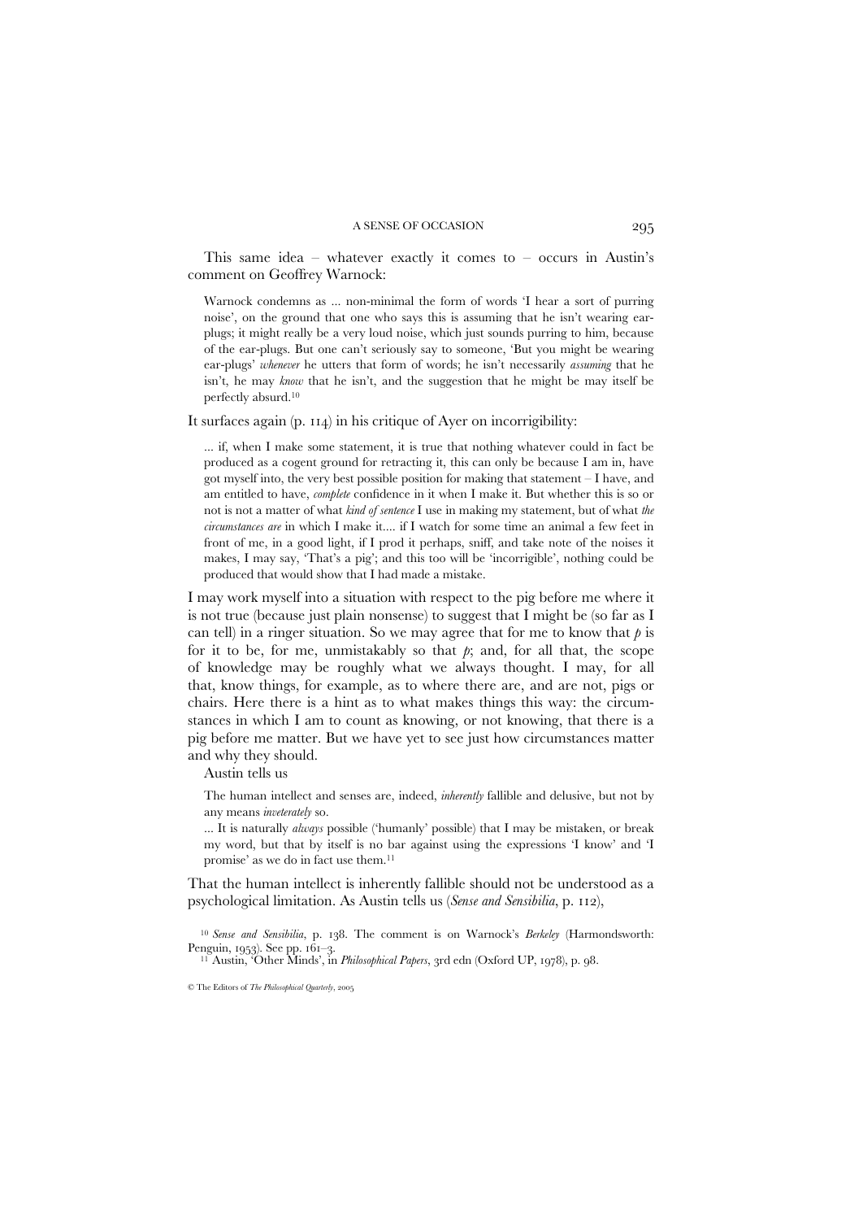This same idea – whatever exactly it comes to – occurs in Austin's comment on Geoffrey Warnock:

> Warnock condemns as … non-minimal the form of words 'I hear a sort of purring noise', on the ground that one who says this is assuming that he isn't wearing ear-plugs; it might really be a very loud noise, which just sounds purring to him, because of the ear-plugs. But one can't seriously say to someone, 'But you might be wearing ear-plugs' *whenever* he utters that form of words; he isn't necessarily *assuming* that he isn't, he may *know* that he isn't, and the suggestion that he might be may itself be perfectly absurd.[10]

It surfaces again (p. 114) in his critique of Ayer on incorrigibility:

> … if, when I make some statement, it is true that nothing whatever could in fact be produced as a cogent ground for retracting it, this can only be because I am in, have got myself into, the very best possible position for making that statement – I have, and am entitled to have, *complete* confidence in it when I make it. But whether this is so or not is not a matter of what *kind of sentence* I use in making my statement, but of what *the circumstances are* in which I make it.… if I watch for some time an animal a few feet in front of me, in a good light, if I prod it perhaps, sniff, and take note of the noises it makes, I may say, 'That's a pig'; and this too will be 'incorrigible', nothing could be produced that would show that I had made a mistake.

I may work myself into a situation with respect to the pig before me where it is not true (because just plain nonsense) to suggest that I might be (so far as I can tell) in a ringer situation. So we may agree that for me to know that *p* is for it to be, for me, unmistakably so that *p*; and, for all that, the scope of knowledge may be roughly what we always thought. I may, for all that, know things, for example, as to where there are, and are not, pigs or chairs. Here there is a hint as to what makes things this way: the circumstances in which I am to count as knowing, or not knowing, that there is a pig before me matter. But we have yet to see just how circumstances matter and why they should.

Austin tells us

> The human intellect and senses are, indeed, *inherently* fallible and delusive, but not by any means *inveterately* so.
>
> … It is naturally *always* possible ('humanly' possible) that I may be mistaken, or break my word, but that by itself is no bar against using the expressions 'I know' and 'I promise' as we do in fact use them.[11]

That the human intellect is inherently fallible should not be understood as a psychological limitation. As Austin tells us (*Sense and Sensibilia*, p. 112),

[10] *Sense and Sensibilia*, p. 138. The comment is on Warnock's *Berkeley* (Harmondsworth: Penguin, 1953). See pp. 161–3.

[11] Austin, 'Other Minds', in *Philosophical Papers*, 3rd edn (Oxford UP, 1978), p. 98.

© The Editors of *The Philosophical Quarterly*, 2005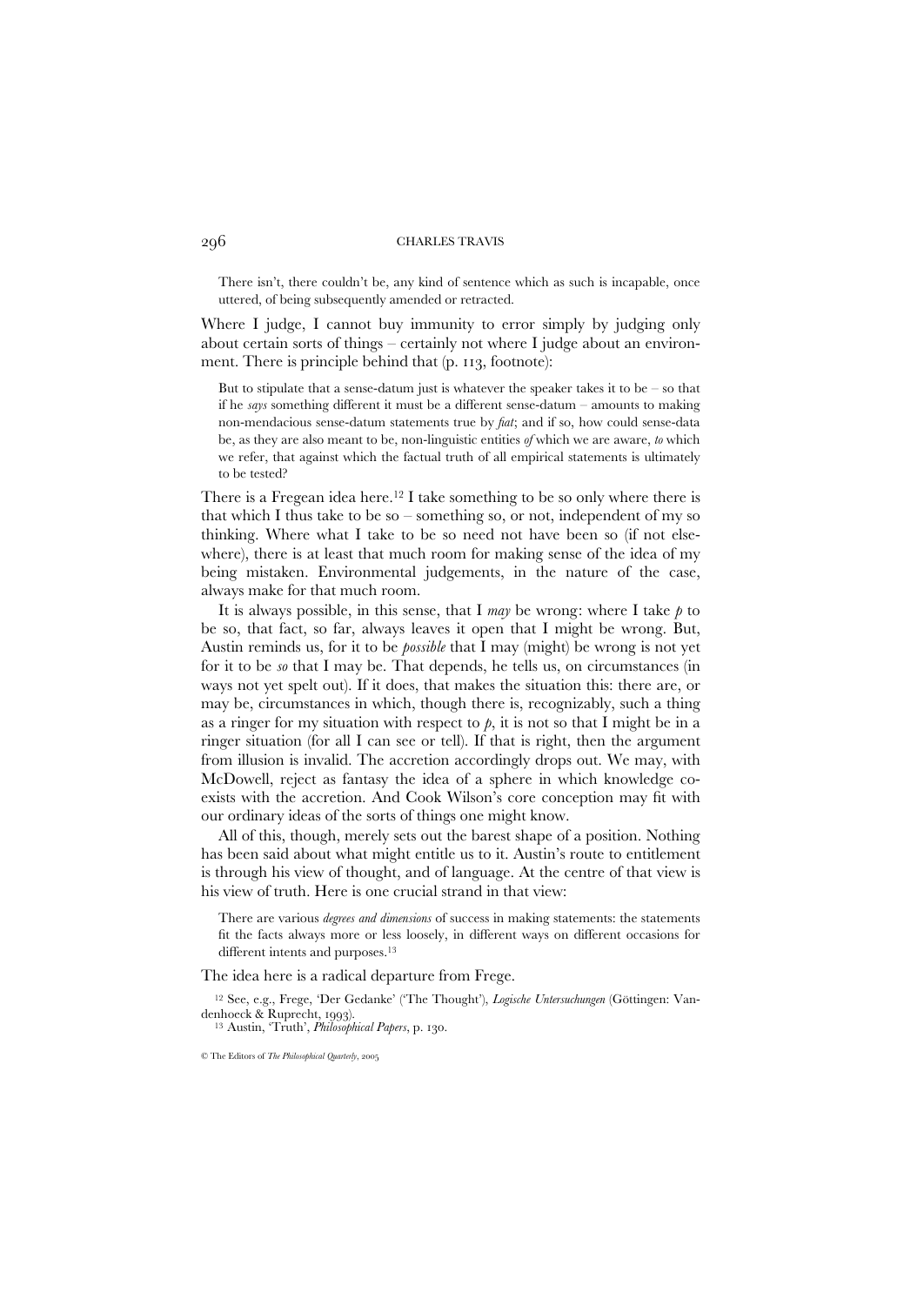> There isn't, there couldn't be, any kind of sentence which as such is incapable, once uttered, of being subsequently amended or retracted.

Where I judge, I cannot buy immunity to error simply by judging only about certain sorts of things – certainly not where I judge about an environment. There is principle behind that (p. 113, footnote):

> But to stipulate that a sense-datum just is whatever the speaker takes it to be – so that if he *says* something different it must be a different sense-datum – amounts to making non-mendacious sense-datum statements true by *fiat*; and if so, how could sense-data be, as they are also meant to be, non-linguistic entities *of* which we are aware, *to* which we refer, that against which the factual truth of all empirical statements is ultimately to be tested?

There is a Fregean idea here.[12] I take something to be so only where there is that which I thus take to be so – something so, or not, independent of my so thinking. Where what I take to be so need not have been so (if not elsewhere), there is at least that much room for making sense of the idea of my being mistaken. Environmental judgements, in the nature of the case, always make for that much room.

It is always possible, in this sense, that I *may* be wrong: where I take *p* to be so, that fact, so far, always leaves it open that I might be wrong. But, Austin reminds us, for it to be *possible* that I may (might) be wrong is not yet for it to be *so* that I may be. That depends, he tells us, on circumstances (in ways not yet spelt out). If it does, that makes the situation this: there are, or may be, circumstances in which, though there is, recognizably, such a thing as a ringer for my situation with respect to *p*, it is not so that I might be in a ringer situation (for all I can see or tell). If that is right, then the argument from illusion is invalid. The accretion accordingly drops out. We may, with McDowell, reject as fantasy the idea of a sphere in which knowledge coexists with the accretion. And Cook Wilson's core conception may fit with our ordinary ideas of the sorts of things one might know.

All of this, though, merely sets out the barest shape of a position. Nothing has been said about what might entitle us to it. Austin's route to entitlement is through his view of thought, and of language. At the centre of that view is his view of truth. Here is one crucial strand in that view:

> There are various *degrees and dimensions* of success in making statements: the statements fit the facts always more or less loosely, in different ways on different occasions for different intents and purposes.[13]

The idea here is a radical departure from Frege.

[12] See, e.g., Frege, 'Der Gedanke' ('The Thought'), *Logische Untersuchungen* (Göttingen: Vandenhoeck & Ruprecht, 1993).

[13] Austin, 'Truth', *Philosophical Papers*, p. 130.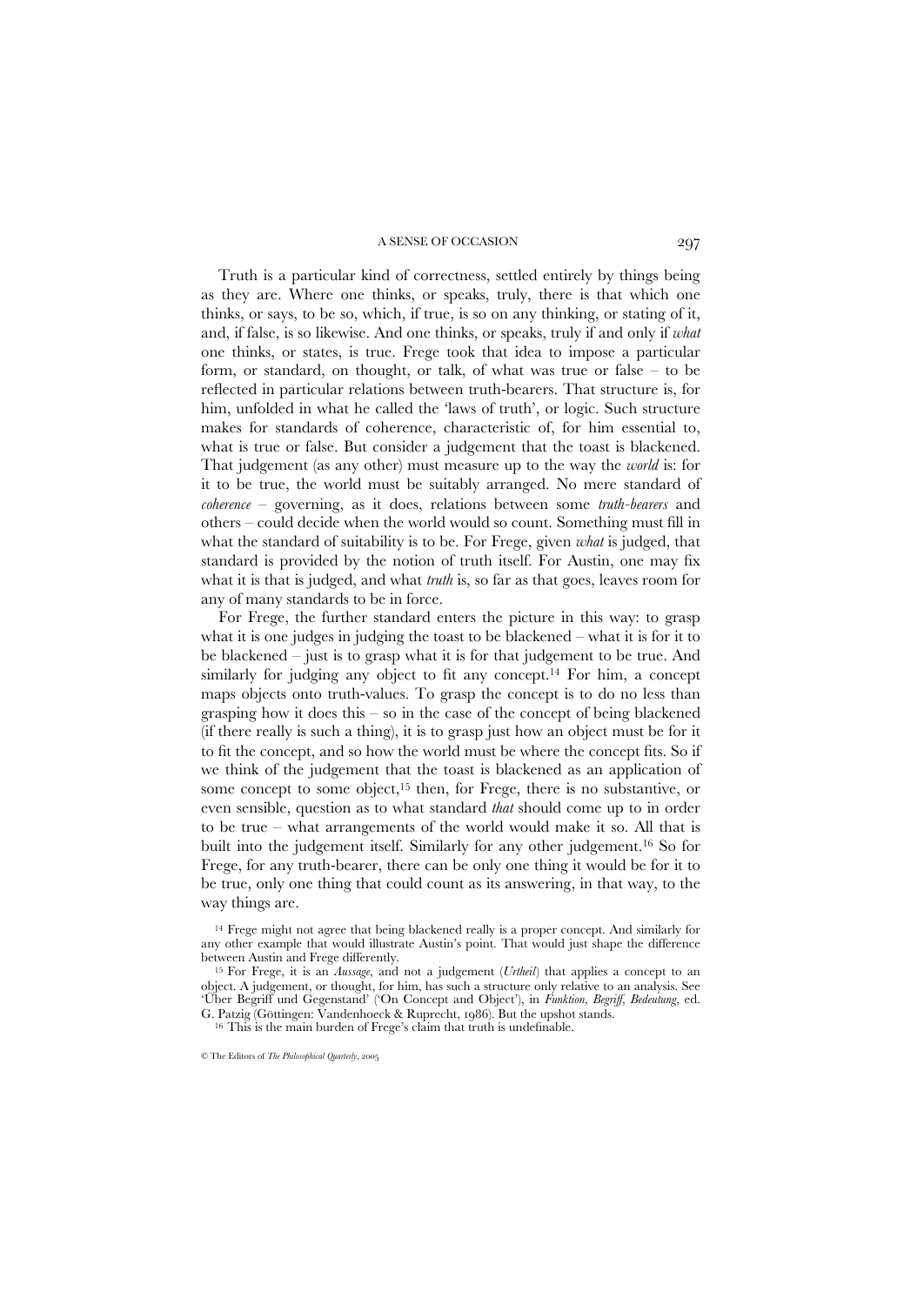Truth is a particular kind of correctness, settled entirely by things being as they are. Where one thinks, or speaks, truly, there is that which one thinks, or says, to be so, which, if true, is so on any thinking, or stating of it, and, if false, is so likewise. And one thinks, or speaks, truly if and only if *what* one thinks, or states, is true. Frege took that idea to impose a particular form, or standard, on thought, or talk, of what was true or false – to be reflected in particular relations between truth-bearers. That structure is, for him, unfolded in what he called the 'laws of truth', or logic. Such structure makes for standards of coherence, characteristic of, for him essential to, what is true or false. But consider a judgement that the toast is blackened. That judgement (as any other) must measure up to the way the *world* is: for it to be true, the world must be suitably arranged. No mere standard of *coherence* – governing, as it does, relations between some *truth-bearers* and others – could decide when the world would so count. Something must fill in what the standard of suitability is to be. For Frege, given *what* is judged, that standard is provided by the notion of truth itself. For Austin, one may fix what it is that is judged, and what *truth* is, so far as that goes, leaves room for any of many standards to be in force.

For Frege, the further standard enters the picture in this way: to grasp what it is one judges in judging the toast to be blackened – what it is for it to be blackened – just is to grasp what it is for that judgement to be true. And similarly for judging any object to fit any concept.[14] For him, a concept maps objects onto truth-values. To grasp the concept is to do no less than grasping how it does this – so in the case of the concept of being blackened (if there really is such a thing), it is to grasp just how an object must be for it to fit the concept, and so how the world must be where the concept fits. So if we think of the judgement that the toast is blackened as an application of some concept to some object,[15] then, for Frege, there is no substantive, or even sensible, question as to what standard *that* should come up to in order to be true – what arrangements of the world would make it so. All that is built into the judgement itself. Similarly for any other judgement.[16] So for Frege, for any truth-bearer, there can be only one thing it would be for it to be true, only one thing that could count as its answering, in that way, to the way things are.

[14] Frege might not agree that being blackened really is a proper concept. And similarly for any other example that would illustrate Austin's point. That would just shape the difference between Austin and Frege differently.

[15] For Frege, it is an *Aussage*, and not a judgement (*Urtheil*) that applies a concept to an object. A judgement, or thought, for him, has such a structure only relative to an analysis. See 'Über Begriff und Gegenstand' ('On Concept and Object'), in *Funktion, Begriff, Bedeutung*, ed. G. Patzig (Göttingen: Vandenhoeck & Ruprecht, 1986). But the upshot stands.

[16] This is the main burden of Frege's claim that truth is undefinable.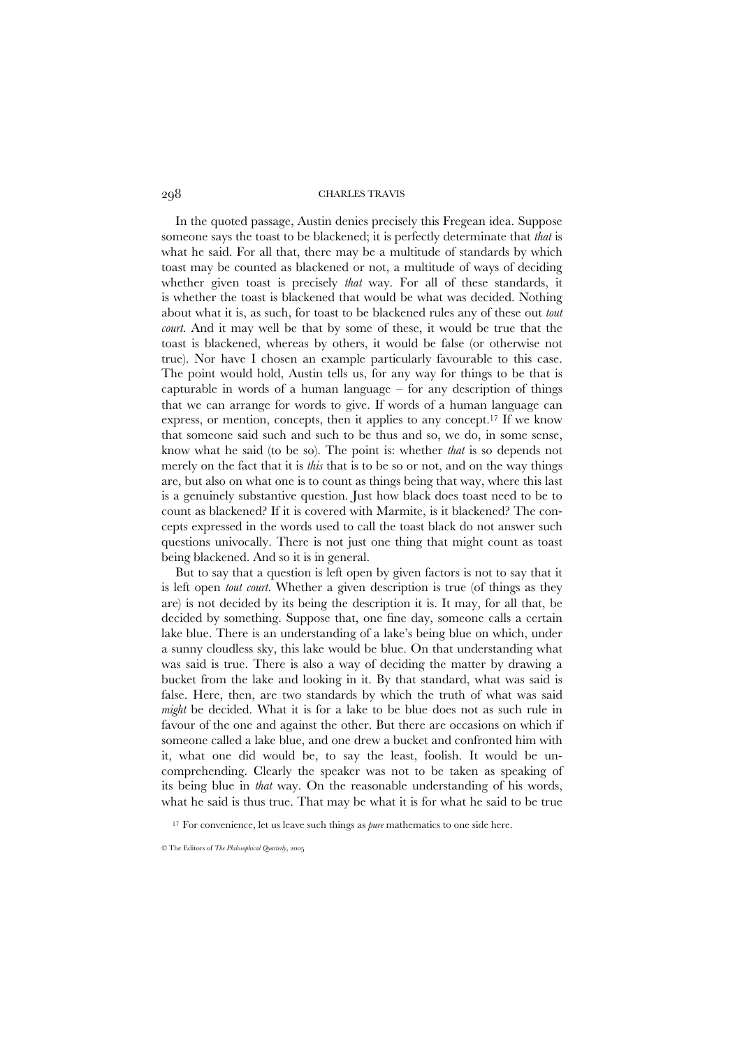In the quoted passage, Austin denies precisely this Fregean idea. Suppose someone says the toast to be blackened; it is perfectly determinate that *that* is what he said. For all that, there may be a multitude of standards by which toast may be counted as blackened or not, a multitude of ways of deciding whether given toast is precisely *that* way. For all of these standards, it is whether the toast is blackened that would be what was decided. Nothing about what it is, as such, for toast to be blackened rules any of these out *tout court*. And it may well be that by some of these, it would be true that the toast is blackened, whereas by others, it would be false (or otherwise not true). Nor have I chosen an example particularly favourable to this case. The point would hold, Austin tells us, for any way for things to be that is capturable in words of a human language – for any description of things that we can arrange for words to give. If words of a human language can express, or mention, concepts, then it applies to any concept.[17] If we know that someone said such and such to be thus and so, we do, in some sense, know what he said (to be so). The point is: whether *that* is so depends not merely on the fact that it is *this* that is to be so or not, and on the way things are, but also on what one is to count as things being that way, where this last is a genuinely substantive question. Just how black does toast need to be to count as blackened? If it is covered with Marmite, is it blackened? The concepts expressed in the words used to call the toast black do not answer such questions univocally. There is not just one thing that might count as toast being blackened. And so it is in general.

But to say that a question is left open by given factors is not to say that it is left open *tout court*. Whether a given description is true (of things as they are) is not decided by its being the description it is. It may, for all that, be decided by something. Suppose that, one fine day, someone calls a certain lake blue. There is an understanding of a lake's being blue on which, under a sunny cloudless sky, this lake would be blue. On that understanding what was said is true. There is also a way of deciding the matter by drawing a bucket from the lake and looking in it. By that standard, what was said is false. Here, then, are two standards by which the truth of what was said *might* be decided. What it is for a lake to be blue does not as such rule in favour of the one and against the other. But there are occasions on which if someone called a lake blue, and one drew a bucket and confronted him with it, what one did would be, to say the least, foolish. It would be uncomprehending. Clearly the speaker was not to be taken as speaking of its being blue in *that* way. On the reasonable understanding of his words, what he said is thus true. That may be what it is for what he said to be true

[17] For convenience, let us leave such things as *pure* mathematics to one side here.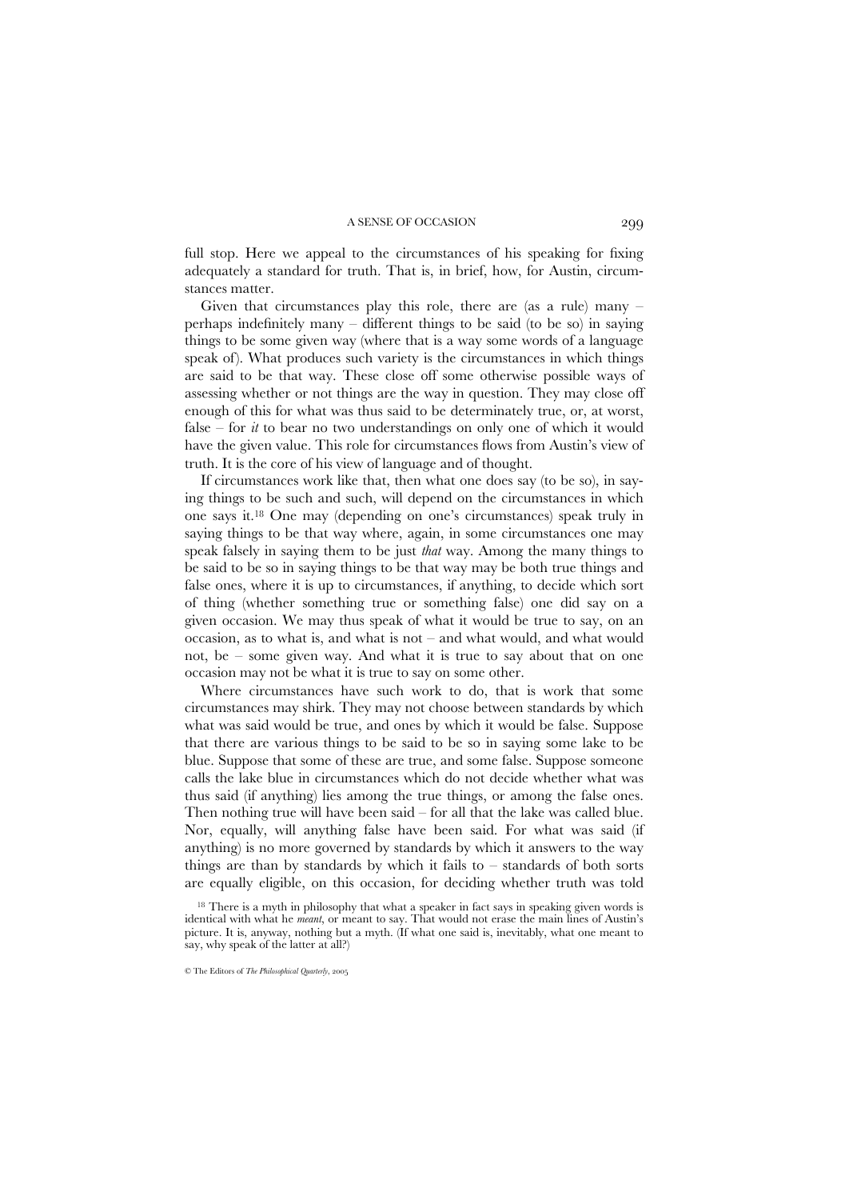full stop. Here we appeal to the circumstances of his speaking for fixing adequately a standard for truth. That is, in brief, how, for Austin, circumstances matter.

Given that circumstances play this role, there are (as a rule) many – perhaps indefinitely many – different things to be said (to be so) in saying things to be some given way (where that is a way some words of a language speak of). What produces such variety is the circumstances in which things are said to be that way. These close off some otherwise possible ways of assessing whether or not things are the way in question. They may close off enough of this for what was thus said to be determinately true, or, at worst, false – for *it* to bear no two understandings on only one of which it would have the given value. This role for circumstances flows from Austin's view of truth. It is the core of his view of language and of thought.

If circumstances work like that, then what one does say (to be so), in saying things to be such and such, will depend on the circumstances in which one says it.[18] One may (depending on one's circumstances) speak truly in saying things to be that way where, again, in some circumstances one may speak falsely in saying them to be just *that* way. Among the many things to be said to be so in saying things to be that way may be both true things and false ones, where it is up to circumstances, if anything, to decide which sort of thing (whether something true or something false) one did say on a given occasion. We may thus speak of what it would be true to say, on an occasion, as to what is, and what is not – and what would, and what would not, be – some given way. And what it is true to say about that on one occasion may not be what it is true to say on some other.

Where circumstances have such work to do, that is work that some circumstances may shirk. They may not choose between standards by which what was said would be true, and ones by which it would be false. Suppose that there are various things to be said to be so in saying some lake to be blue. Suppose that some of these are true, and some false. Suppose someone calls the lake blue in circumstances which do not decide whether what was thus said (if anything) lies among the true things, or among the false ones. Then nothing true will have been said – for all that the lake was called blue. Nor, equally, will anything false have been said. For what was said (if anything) is no more governed by standards by which it answers to the way things are than by standards by which it fails to – standards of both sorts are equally eligible, on this occasion, for deciding whether truth was told

[18] There is a myth in philosophy that what a speaker in fact says in speaking given words is identical with what he *meant*, or meant to say. That would not erase the main lines of Austin's picture. It is, anyway, nothing but a myth. (If what one said is, inevitably, what one meant to say, why speak of the latter at all?)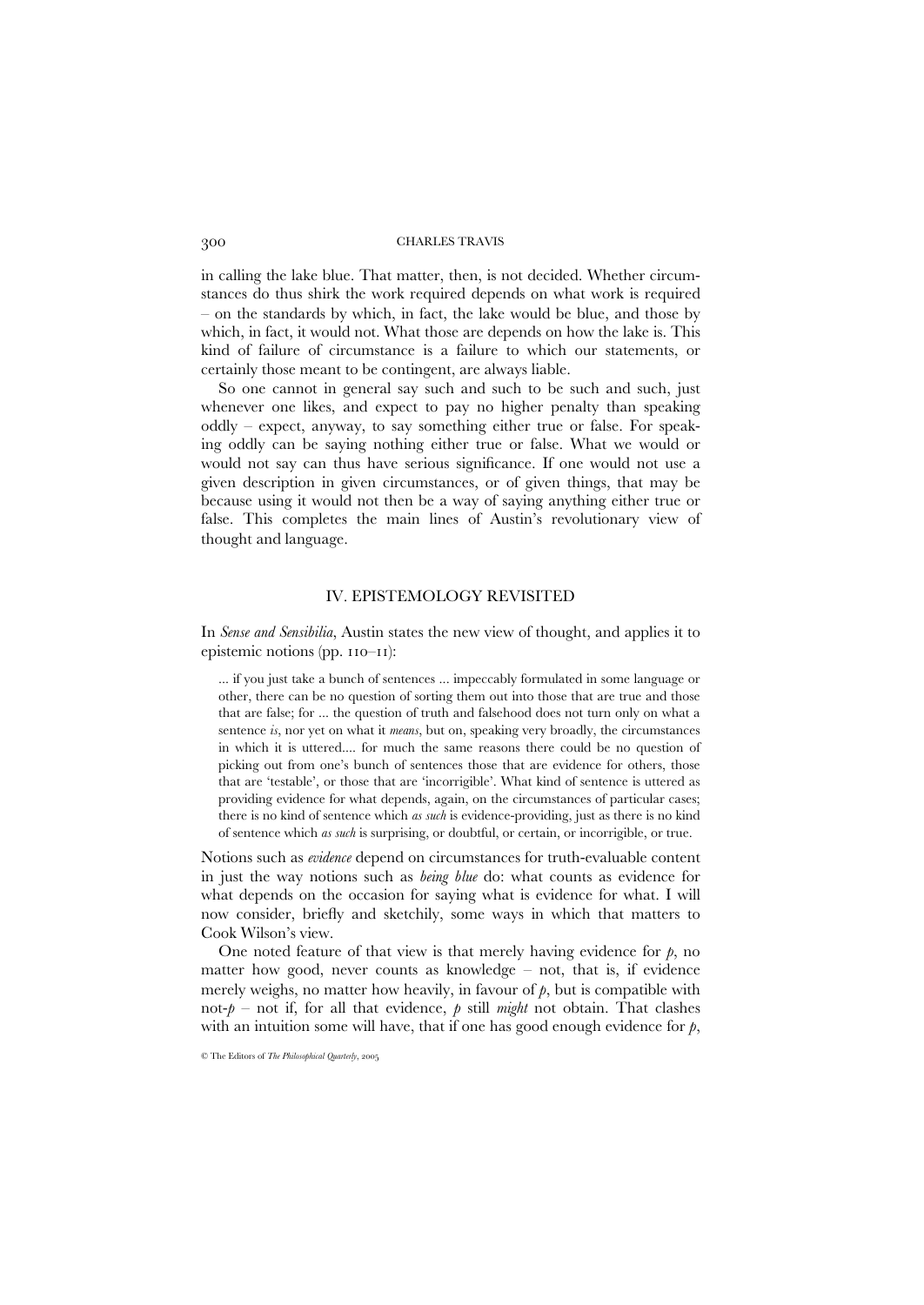in calling the lake blue. That matter, then, is not decided. Whether circumstances do thus shirk the work required depends on what work is required – on the standards by which, in fact, the lake would be blue, and those by which, in fact, it would not. What those are depends on how the lake is. This kind of failure of circumstance is a failure to which our statements, or certainly those meant to be contingent, are always liable.

So one cannot in general say such and such to be such and such, just whenever one likes, and expect to pay no higher penalty than speaking oddly – expect, anyway, to say something either true or false. For speaking oddly can be saying nothing either true or false. What we would or would not say can thus have serious significance. If one would not use a given description in given circumstances, or of given things, that may be because using it would not then be a way of saying anything either true or false. This completes the main lines of Austin's revolutionary view of thought and language.

## IV. EPISTEMOLOGY REVISITED

In *Sense and Sensibilia*, Austin states the new view of thought, and applies it to epistemic notions (pp. 110–11):

> ... if you just take a bunch of sentences ... impeccably formulated in some language or other, there can be no question of sorting them out into those that are true and those that are false; for ... the question of truth and falsehood does not turn only on what a sentence *is*, nor yet on what it *means*, but on, speaking very broadly, the circumstances in which it is uttered.... for much the same reasons there could be no question of picking out from one's bunch of sentences those that are evidence for others, those that are 'testable', or those that are 'incorrigible'. What kind of sentence is uttered as providing evidence for what depends, again, on the circumstances of particular cases; there is no kind of sentence which *as such* is evidence-providing, just as there is no kind of sentence which *as such* is surprising, or doubtful, or certain, or incorrigible, or true.

Notions such as *evidence* depend on circumstances for truth-evaluable content in just the way notions such as *being blue* do: what counts as evidence for what depends on the occasion for saying what is evidence for what. I will now consider, briefly and sketchily, some ways in which that matters to Cook Wilson's view.

One noted feature of that view is that merely having evidence for $p$, no matter how good, never counts as knowledge – not, that is, if evidence merely weighs, no matter how heavily, in favour of $p$, but is compatible with not-$p$ – not if, for all that evidence, $p$ still *might* not obtain. That clashes with an intuition some will have, that if one has good enough evidence for $p$,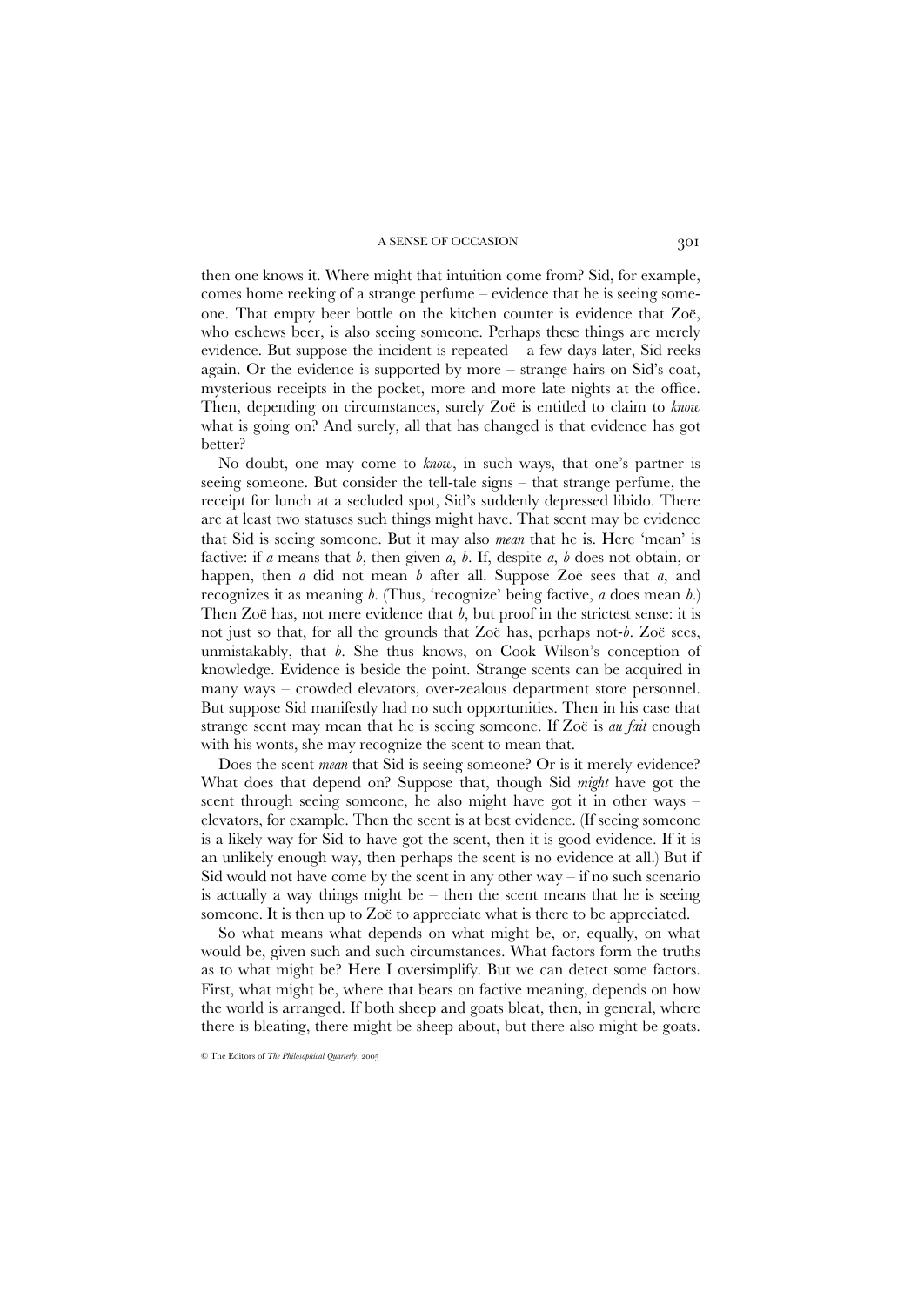then one knows it. Where might that intuition come from? Sid, for example, comes home reeking of a strange perfume – evidence that he is seeing someone. That empty beer bottle on the kitchen counter is evidence that Zoë, who eschews beer, is also seeing someone. Perhaps these things are merely evidence. But suppose the incident is repeated – a few days later, Sid reeks again. Or the evidence is supported by more – strange hairs on Sid's coat, mysterious receipts in the pocket, more and more late nights at the office. Then, depending on circumstances, surely Zoë is entitled to claim to *know* what is going on? And surely, all that has changed is that evidence has got better?

No doubt, one may come to *know*, in such ways, that one's partner is seeing someone. But consider the tell-tale signs – that strange perfume, the receipt for lunch at a secluded spot, Sid's suddenly depressed libido. There are at least two statuses such things might have. That scent may be evidence that Sid is seeing someone. But it may also *mean* that he is. Here 'mean' is factive: if *a* means that *b*, then given *a*, *b*. If, despite *a*, *b* does not obtain, or happen, then *a* did not mean *b* after all. Suppose Zoë sees that *a*, and recognizes it as meaning *b*. (Thus, 'recognize' being factive, *a* does mean *b*.) Then Zoë has, not mere evidence that *b*, but proof in the strictest sense: it is not just so that, for all the grounds that Zoë has, perhaps not-*b*. Zoë sees, unmistakably, that *b*. She thus knows, on Cook Wilson's conception of knowledge. Evidence is beside the point. Strange scents can be acquired in many ways – crowded elevators, over-zealous department store personnel. But suppose Sid manifestly had no such opportunities. Then in his case that strange scent may mean that he is seeing someone. If Zoë is *au fait* enough with his wonts, she may recognize the scent to mean that.

Does the scent *mean* that Sid is seeing someone? Or is it merely evidence? What does that depend on? Suppose that, though Sid *might* have got the scent through seeing someone, he also might have got it in other ways – elevators, for example. Then the scent is at best evidence. (If seeing someone is a likely way for Sid to have got the scent, then it is good evidence. If it is an unlikely enough way, then perhaps the scent is no evidence at all.) But if Sid would not have come by the scent in any other way – if no such scenario is actually a way things might be – then the scent means that he is seeing someone. It is then up to Zoë to appreciate what is there to be appreciated.

So what means what depends on what might be, or, equally, on what would be, given such and such circumstances. What factors form the truths as to what might be? Here I oversimplify. But we can detect some factors. First, what might be, where that bears on factive meaning, depends on how the world is arranged. If both sheep and goats bleat, then, in general, where there is bleating, there might be sheep about, but there also might be goats.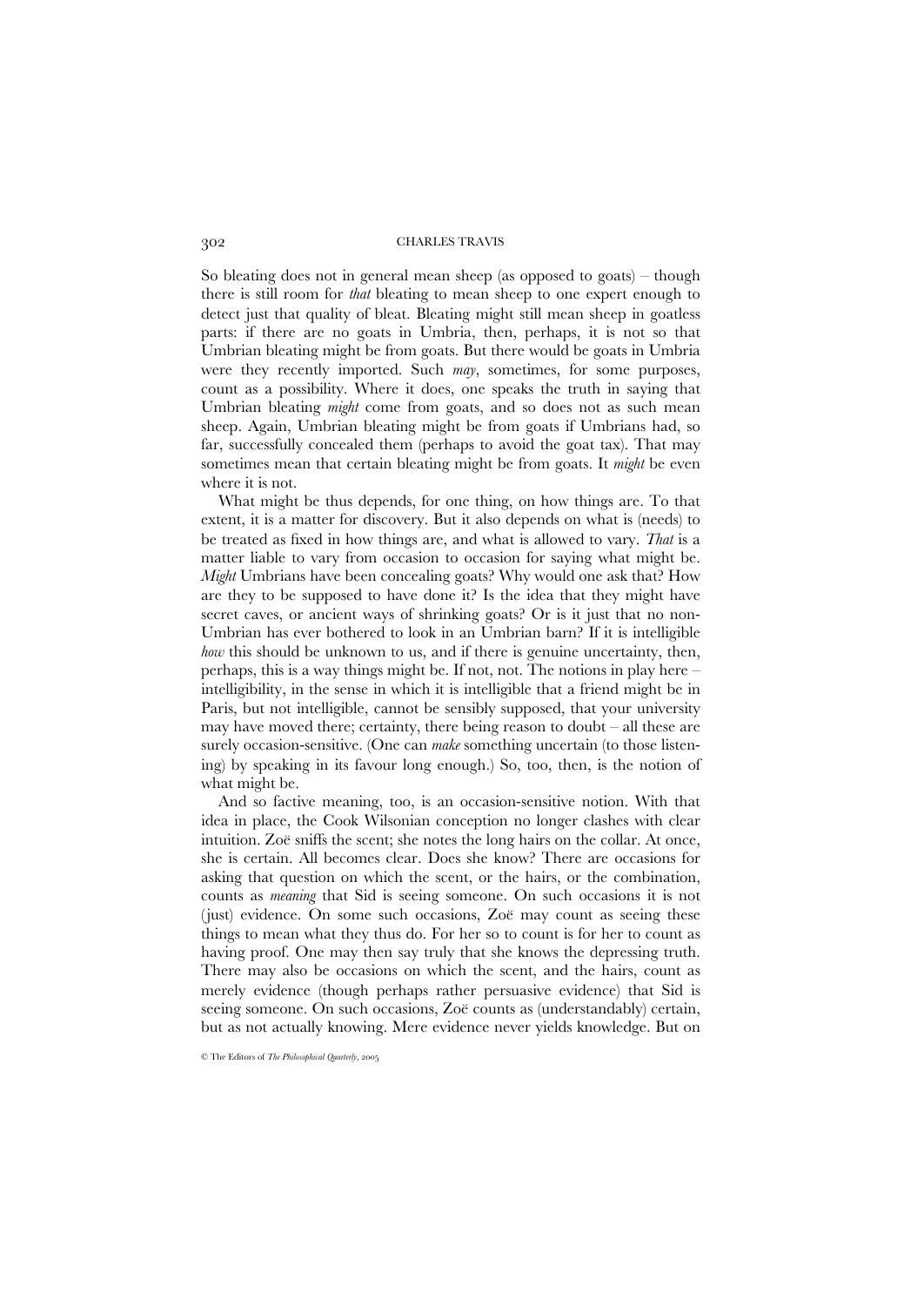So bleating does not in general mean sheep (as opposed to goats) – though there is still room for *that* bleating to mean sheep to one expert enough to detect just that quality of bleat. Bleating might still mean sheep in goatless parts: if there are no goats in Umbria, then, perhaps, it is not so that Umbrian bleating might be from goats. But there would be goats in Umbria were they recently imported. Such *may*, sometimes, for some purposes, count as a possibility. Where it does, one speaks the truth in saying that Umbrian bleating *might* come from goats, and so does not as such mean sheep. Again, Umbrian bleating might be from goats if Umbrians had, so far, successfully concealed them (perhaps to avoid the goat tax). That may sometimes mean that certain bleating might be from goats. It *might* be even where it is not.

What might be thus depends, for one thing, on how things are. To that extent, it is a matter for discovery. But it also depends on what is (needs) to be treated as fixed in how things are, and what is allowed to vary. *That* is a matter liable to vary from occasion to occasion for saying what might be. *Might* Umbrians have been concealing goats? Why would one ask that? How are they to be supposed to have done it? Is the idea that they might have secret caves, or ancient ways of shrinking goats? Or is it just that no non-Umbrian has ever bothered to look in an Umbrian barn? If it is intelligible *how* this should be unknown to us, and if there is genuine uncertainty, then, perhaps, this is a way things might be. If not, not. The notions in play here – intelligibility, in the sense in which it is intelligible that a friend might be in Paris, but not intelligible, cannot be sensibly supposed, that your university may have moved there; certainty, there being reason to doubt – all these are surely occasion-sensitive. (One can *make* something uncertain (to those listening) by speaking in its favour long enough.) So, too, then, is the notion of what might be.

And so factive meaning, too, is an occasion-sensitive notion. With that idea in place, the Cook Wilsonian conception no longer clashes with clear intuition. Zoë sniffs the scent; she notes the long hairs on the collar. At once, she is certain. All becomes clear. Does she know? There are occasions for asking that question on which the scent, or the hairs, or the combination, counts as *meaning* that Sid is seeing someone. On such occasions it is not (just) evidence. On some such occasions, Zoë may count as seeing these things to mean what they thus do. For her so to count is for her to count as having proof. One may then say truly that she knows the depressing truth. There may also be occasions on which the scent, and the hairs, count as merely evidence (though perhaps rather persuasive evidence) that Sid is seeing someone. On such occasions, Zoë counts as (understandably) certain, but as not actually knowing. Mere evidence never yields knowledge. But on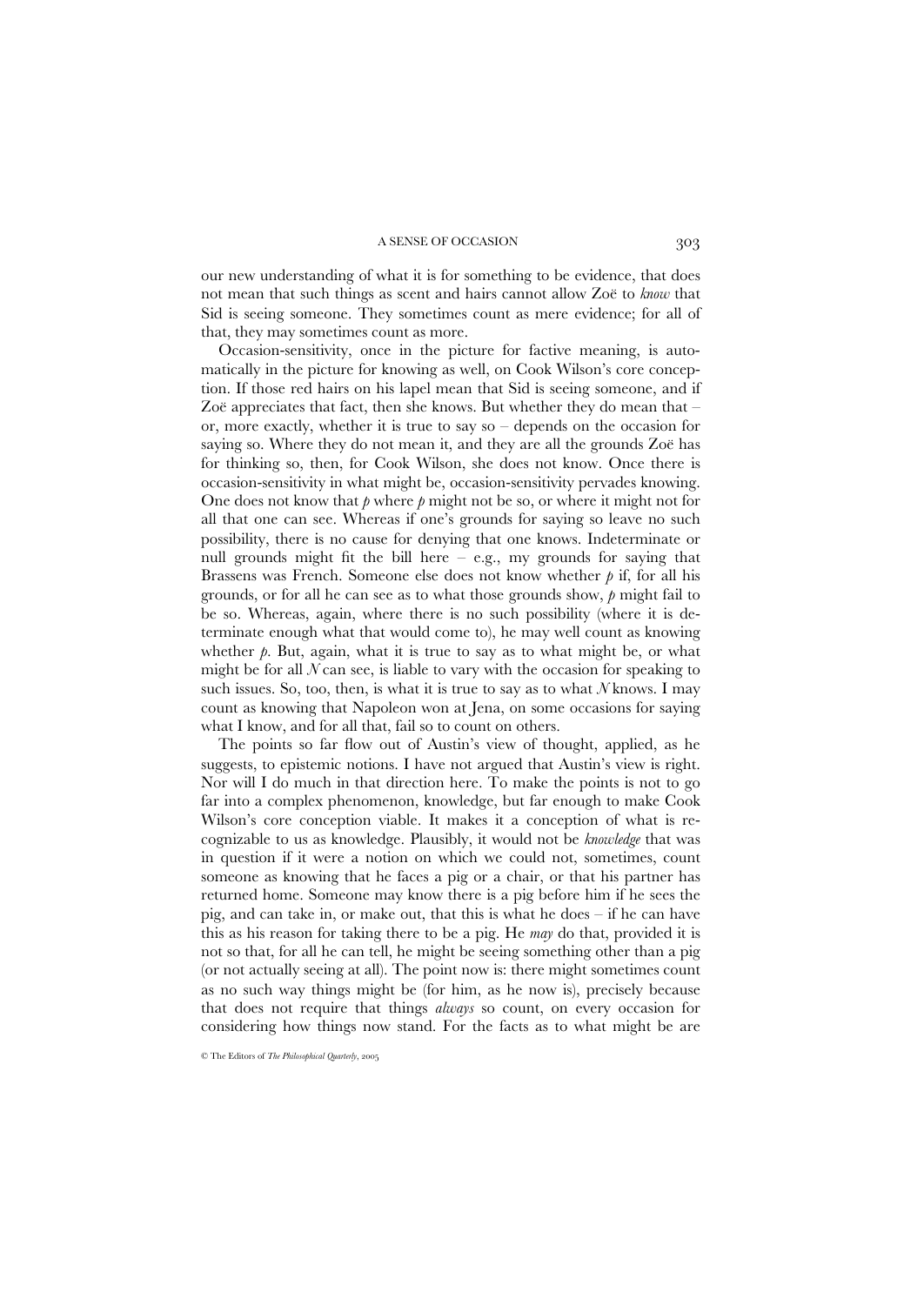our new understanding of what it is for something to be evidence, that does not mean that such things as scent and hairs cannot allow Zoë to *know* that Sid is seeing someone. They sometimes count as mere evidence; for all of that, they may sometimes count as more.

Occasion-sensitivity, once in the picture for factive meaning, is automatically in the picture for knowing as well, on Cook Wilson's core conception. If those red hairs on his lapel mean that Sid is seeing someone, and if Zoë appreciates that fact, then she knows. But whether they do mean that – or, more exactly, whether it is true to say so – depends on the occasion for saying so. Where they do not mean it, and they are all the grounds Zoë has for thinking so, then, for Cook Wilson, she does not know. Once there is occasion-sensitivity in what might be, occasion-sensitivity pervades knowing. One does not know that *p* where *p* might not be so, or where it might not for all that one can see. Whereas if one's grounds for saying so leave no such possibility, there is no cause for denying that one knows. Indeterminate or null grounds might fit the bill here – e.g., my grounds for saying that Brassens was French. Someone else does not know whether *p* if, for all his grounds, or for all he can see as to what those grounds show, *p* might fail to be so. Whereas, again, where there is no such possibility (where it is determinate enough what that would come to), he may well count as knowing whether *p*. But, again, what it is true to say as to what might be, or what might be for all *N* can see, is liable to vary with the occasion for speaking to such issues. So, too, then, is what it is true to say as to what *N* knows. I may count as knowing that Napoleon won at Jena, on some occasions for saying what I know, and for all that, fail so to count on others.

The points so far flow out of Austin's view of thought, applied, as he suggests, to epistemic notions. I have not argued that Austin's view is right. Nor will I do much in that direction here. To make the points is not to go far into a complex phenomenon, knowledge, but far enough to make Cook Wilson's core conception viable. It makes it a conception of what is recognizable to us as knowledge. Plausibly, it would not be *knowledge* that was in question if it were a notion on which we could not, sometimes, count someone as knowing that he faces a pig or a chair, or that his partner has returned home. Someone may know there is a pig before him if he sees the pig, and can take in, or make out, that this is what he does – if he can have this as his reason for taking there to be a pig. He *may* do that, provided it is not so that, for all he can tell, he might be seeing something other than a pig (or not actually seeing at all). The point now is: there might sometimes count as no such way things might be (for him, as he now is), precisely because that does not require that things *always* so count, on every occasion for considering how things now stand. For the facts as to what might be are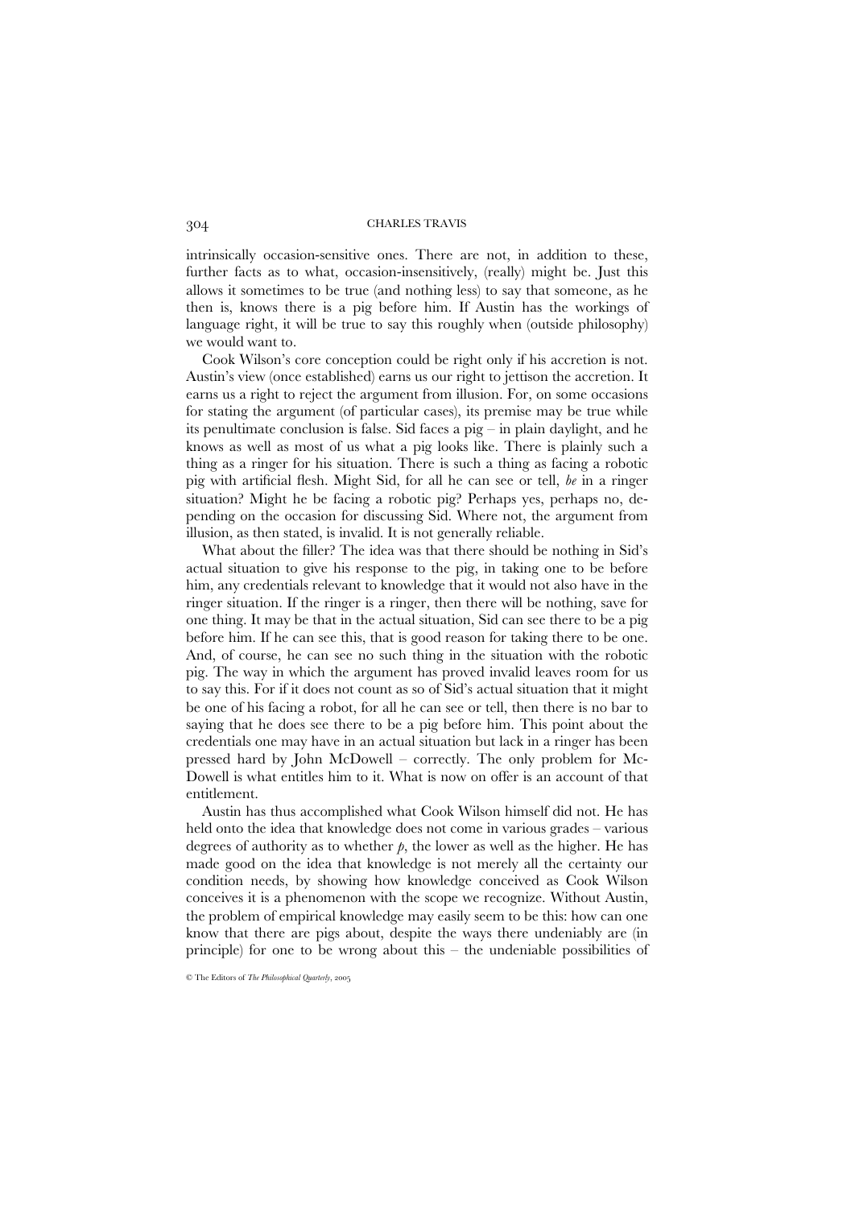intrinsically occasion-sensitive ones. There are not, in addition to these, further facts as to what, occasion-insensitively, (really) might be. Just this allows it sometimes to be true (and nothing less) to say that someone, as he then is, knows there is a pig before him. If Austin has the workings of language right, it will be true to say this roughly when (outside philosophy) we would want to.

Cook Wilson's core conception could be right only if his accretion is not. Austin's view (once established) earns us our right to jettison the accretion. It earns us a right to reject the argument from illusion. For, on some occasions for stating the argument (of particular cases), its premise may be true while its penultimate conclusion is false. Sid faces a pig – in plain daylight, and he knows as well as most of us what a pig looks like. There is plainly such a thing as a ringer for his situation. There is such a thing as facing a robotic pig with artificial flesh. Might Sid, for all he can see or tell, *be* in a ringer situation? Might he be facing a robotic pig? Perhaps yes, perhaps no, depending on the occasion for discussing Sid. Where not, the argument from illusion, as then stated, is invalid. It is not generally reliable.

What about the filler? The idea was that there should be nothing in Sid's actual situation to give his response to the pig, in taking one to be before him, any credentials relevant to knowledge that it would not also have in the ringer situation. If the ringer is a ringer, then there will be nothing, save for one thing. It may be that in the actual situation, Sid can see there to be a pig before him. If he can see this, that is good reason for taking there to be one. And, of course, he can see no such thing in the situation with the robotic pig. The way in which the argument has proved invalid leaves room for us to say this. For if it does not count as so of Sid's actual situation that it might be one of his facing a robot, for all he can see or tell, then there is no bar to saying that he does see there to be a pig before him. This point about the credentials one may have in an actual situation but lack in a ringer has been pressed hard by John McDowell – correctly. The only problem for McDowell is what entitles him to it. What is now on offer is an account of that entitlement.

Austin has thus accomplished what Cook Wilson himself did not. He has held onto the idea that knowledge does not come in various grades – various degrees of authority as to whether $p$, the lower as well as the higher. He has made good on the idea that knowledge is not merely all the certainty our condition needs, by showing how knowledge conceived as Cook Wilson conceives it is a phenomenon with the scope we recognize. Without Austin, the problem of empirical knowledge may easily seem to be this: how can one know that there are pigs about, despite the ways there undeniably are (in principle) for one to be wrong about this – the undeniable possibilities of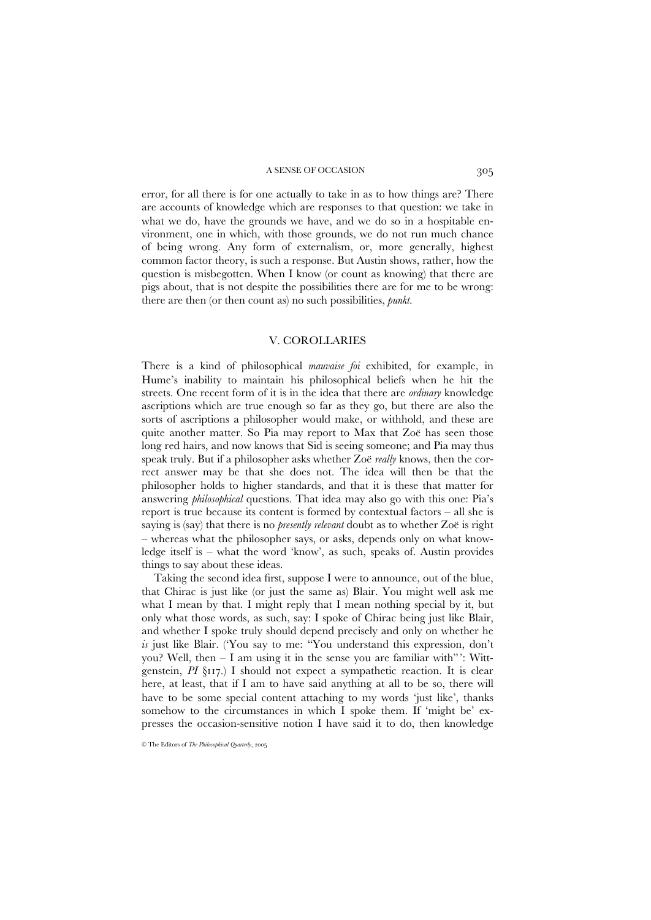error, for all there is for one actually to take in as to how things are? There are accounts of knowledge which are responses to that question: we take in what we do, have the grounds we have, and we do so in a hospitable environment, one in which, with those grounds, we do not run much chance of being wrong. Any form of externalism, or, more generally, highest common factor theory, is such a response. But Austin shows, rather, how the question is misbegotten. When I know (or count as knowing) that there are pigs about, that is not despite the possibilities there are for me to be wrong: there are then (or then count as) no such possibilities, *punkt*.

## V. COROLLARIES

There is a kind of philosophical *mauvaise foi* exhibited, for example, in Hume's inability to maintain his philosophical beliefs when he hit the streets. One recent form of it is in the idea that there are *ordinary* knowledge ascriptions which are true enough so far as they go, but there are also the sorts of ascriptions a philosopher would make, or withhold, and these are quite another matter. So Pia may report to Max that Zoë has seen those long red hairs, and now knows that Sid is seeing someone; and Pia may thus speak truly. But if a philosopher asks whether Zoë *really* knows, then the correct answer may be that she does not. The idea will then be that the philosopher holds to higher standards, and that it is these that matter for answering *philosophical* questions. That idea may also go with this one: Pia's report is true because its content is formed by contextual factors – all she is saying is (say) that there is no *presently relevant* doubt as to whether Zoë is right – whereas what the philosopher says, or asks, depends only on what knowledge itself is – what the word 'know', as such, speaks of. Austin provides things to say about these ideas.

Taking the second idea first, suppose I were to announce, out of the blue, that Chirac is just like (or just the same as) Blair. You might well ask me what I mean by that. I might reply that I mean nothing special by it, but only what those words, as such, say: I spoke of Chirac being just like Blair, and whether I spoke truly should depend precisely and only on whether he *is* just like Blair. ('You say to me: "You understand this expression, don't you? Well, then – I am using it in the sense you are familiar with"': Wittgenstein, *PI* §117.) I should not expect a sympathetic reaction. It is clear here, at least, that if I am to have said anything at all to be so, there will have to be some special content attaching to my words 'just like', thanks somehow to the circumstances in which I spoke them. If 'might be' expresses the occasion-sensitive notion I have said it to do, then knowledge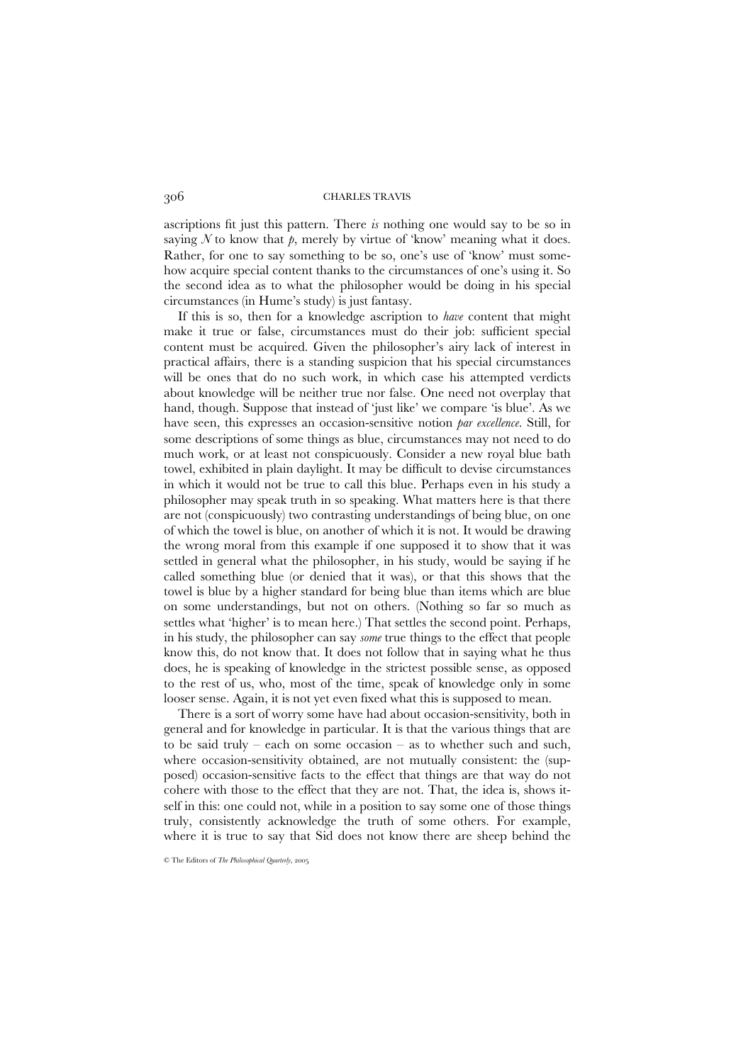ascriptions fit just this pattern. There *is* nothing one would say to be so in saying $N$ to know that $p$, merely by virtue of 'know' meaning what it does. Rather, for one to say something to be so, one's use of 'know' must somehow acquire special content thanks to the circumstances of one's using it. So the second idea as to what the philosopher would be doing in his special circumstances (in Hume's study) is just fantasy.

If this is so, then for a knowledge ascription to *have* content that might make it true or false, circumstances must do their job: sufficient special content must be acquired. Given the philosopher's airy lack of interest in practical affairs, there is a standing suspicion that his special circumstances will be ones that do no such work, in which case his attempted verdicts about knowledge will be neither true nor false. One need not overplay that hand, though. Suppose that instead of 'just like' we compare 'is blue'. As we have seen, this expresses an occasion-sensitive notion *par excellence*. Still, for some descriptions of some things as blue, circumstances may not need to do much work, or at least not conspicuously. Consider a new royal blue bath towel, exhibited in plain daylight. It may be difficult to devise circumstances in which it would not be true to call this blue. Perhaps even in his study a philosopher may speak truth in so speaking. What matters here is that there are not (conspicuously) two contrasting understandings of being blue, on one of which the towel is blue, on another of which it is not. It would be drawing the wrong moral from this example if one supposed it to show that it was settled in general what the philosopher, in his study, would be saying if he called something blue (or denied that it was), or that this shows that the towel is blue by a higher standard for being blue than items which are blue on some understandings, but not on others. (Nothing so far so much as settles what 'higher' is to mean here.) That settles the second point. Perhaps, in his study, the philosopher can say *some* true things to the effect that people know this, do not know that. It does not follow that in saying what he thus does, he is speaking of knowledge in the strictest possible sense, as opposed to the rest of us, who, most of the time, speak of knowledge only in some looser sense. Again, it is not yet even fixed what this is supposed to mean.

There is a sort of worry some have had about occasion-sensitivity, both in general and for knowledge in particular. It is that the various things that are to be said truly – each on some occasion – as to whether such and such, where occasion-sensitivity obtained, are not mutually consistent: the (supposed) occasion-sensitive facts to the effect that things are that way do not cohere with those to the effect that they are not. That, the idea is, shows itself in this: one could not, while in a position to say some one of those things truly, consistently acknowledge the truth of some others. For example, where it is true to say that Sid does not know there are sheep behind the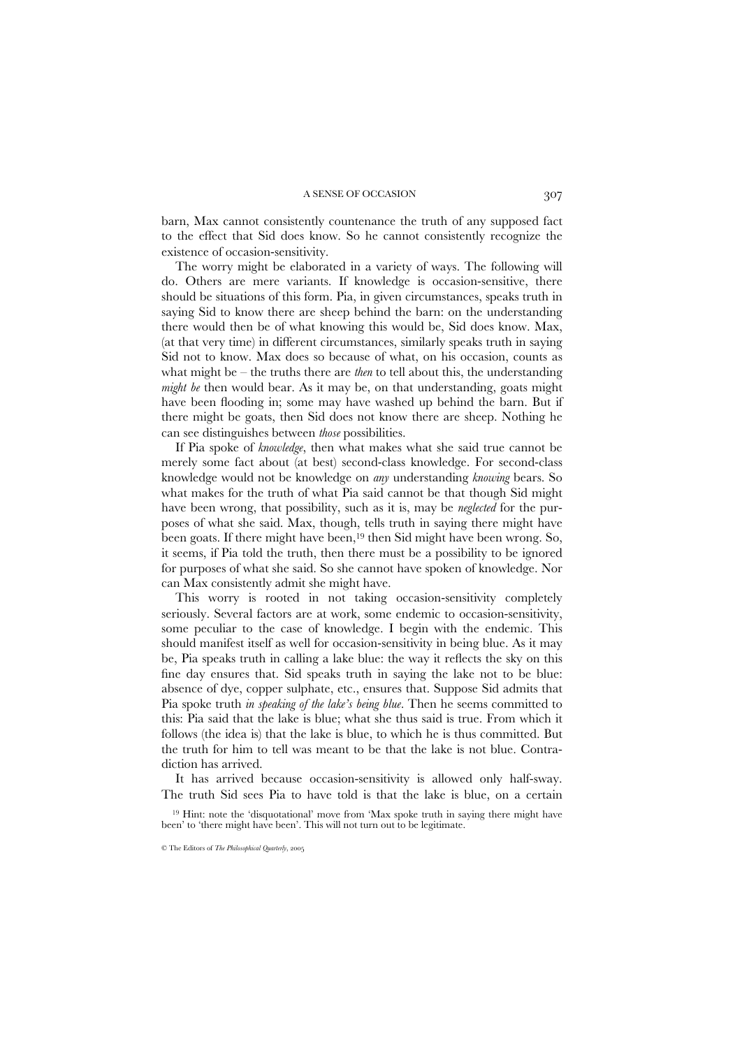barn, Max cannot consistently countenance the truth of any supposed fact to the effect that Sid does know. So he cannot consistently recognize the existence of occasion-sensitivity.

The worry might be elaborated in a variety of ways. The following will do. Others are mere variants. If knowledge is occasion-sensitive, there should be situations of this form. Pia, in given circumstances, speaks truth in saying Sid to know there are sheep behind the barn: on the understanding there would then be of what knowing this would be, Sid does know. Max, (at that very time) in different circumstances, similarly speaks truth in saying Sid not to know. Max does so because of what, on his occasion, counts as what might be – the truths there are *then* to tell about this, the understanding *might be* then would bear. As it may be, on that understanding, goats might have been flooding in; some may have washed up behind the barn. But if there might be goats, then Sid does not know there are sheep. Nothing he can see distinguishes between *those* possibilities.

If Pia spoke of *knowledge*, then what makes what she said true cannot be merely some fact about (at best) second-class knowledge. For second-class knowledge would not be knowledge on *any* understanding *knowing* bears. So what makes for the truth of what Pia said cannot be that though Sid might have been wrong, that possibility, such as it is, may be *neglected* for the purposes of what she said. Max, though, tells truth in saying there might have been goats. If there might have been,[19] then Sid might have been wrong. So, it seems, if Pia told the truth, then there must be a possibility to be ignored for purposes of what she said. So she cannot have spoken of knowledge. Nor can Max consistently admit she might have.

This worry is rooted in not taking occasion-sensitivity completely seriously. Several factors are at work, some endemic to occasion-sensitivity, some peculiar to the case of knowledge. I begin with the endemic. This should manifest itself as well for occasion-sensitivity in being blue. As it may be, Pia speaks truth in calling a lake blue: the way it reflects the sky on this fine day ensures that. Sid speaks truth in saying the lake not to be blue: absence of dye, copper sulphate, etc., ensures that. Suppose Sid admits that Pia spoke truth *in speaking of the lake's being blue*. Then he seems committed to this: Pia said that the lake is blue; what she thus said is true. From which it follows (the idea is) that the lake is blue, to which he is thus committed. But the truth for him to tell was meant to be that the lake is not blue. Contradiction has arrived.

It has arrived because occasion-sensitivity is allowed only half-sway. The truth Sid sees Pia to have told is that the lake is blue, on a certain

[19] Hint: note the 'disquotational' move from 'Max spoke truth in saying there might have been' to 'there might have been'. This will not turn out to be legitimate.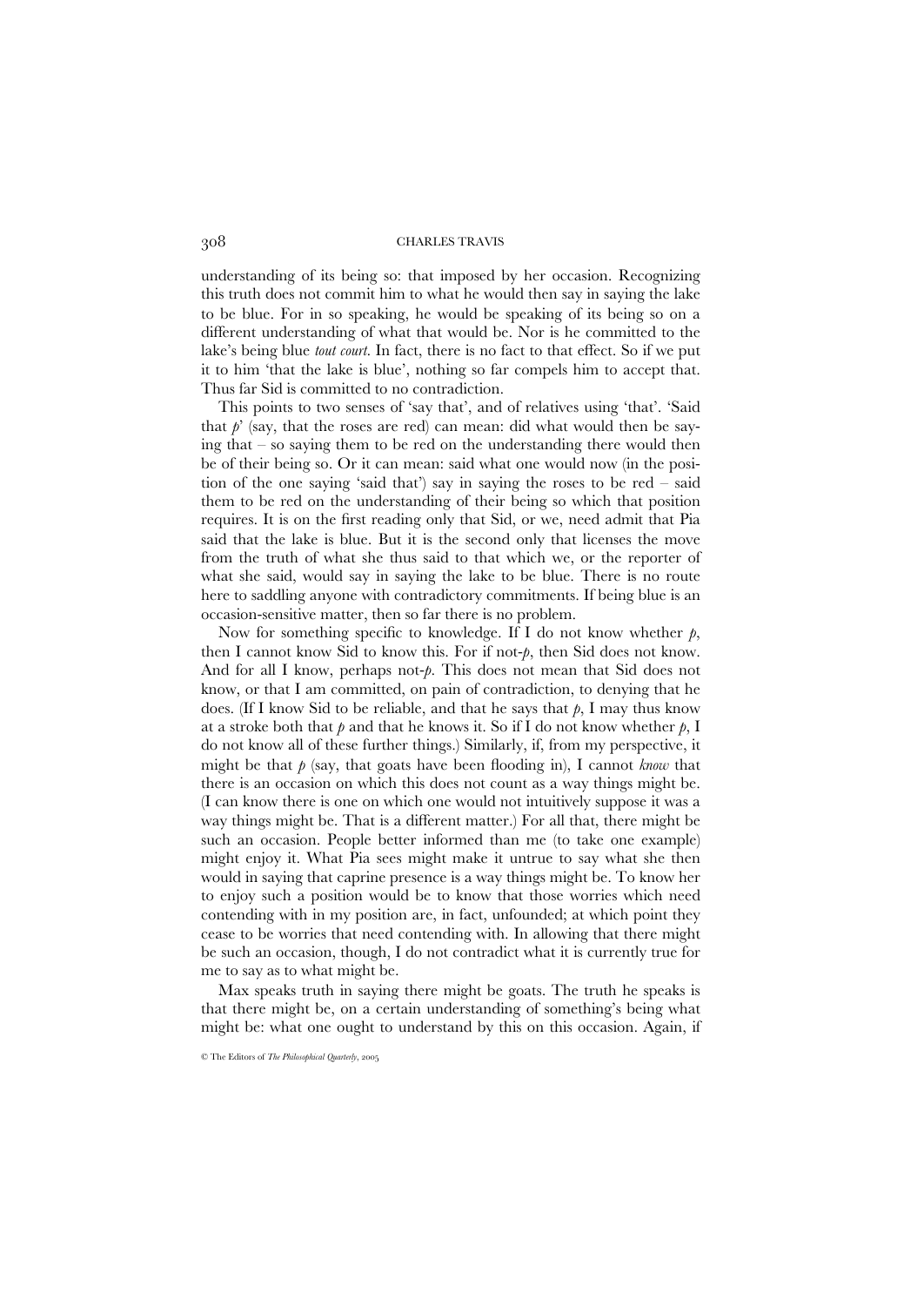understanding of its being so: that imposed by her occasion. Recognizing this truth does not commit him to what he would then say in saying the lake to be blue. For in so speaking, he would be speaking of its being so on a different understanding of what that would be. Nor is he committed to the lake's being blue *tout court*. In fact, there is no fact to that effect. So if we put it to him 'that the lake is blue', nothing so far compels him to accept that. Thus far Sid is committed to no contradiction.

This points to two senses of 'say that', and of relatives using 'that'. 'Said that *p*' (say, that the roses are red) can mean: did what would then be saying that – so saying them to be red on the understanding there would then be of their being so. Or it can mean: said what one would now (in the position of the one saying 'said that') say in saying the roses to be red – said them to be red on the understanding of their being so which that position requires. It is on the first reading only that Sid, or we, need admit that Pia said that the lake is blue. But it is the second only that licenses the move from the truth of what she thus said to that which we, or the reporter of what she said, would say in saying the lake to be blue. There is no route here to saddling anyone with contradictory commitments. If being blue is an occasion-sensitive matter, then so far there is no problem.

Now for something specific to knowledge. If I do not know whether *p*, then I cannot know Sid to know this. For if not-*p*, then Sid does not know. And for all I know, perhaps not-*p*. This does not mean that Sid does not know, or that I am committed, on pain of contradiction, to denying that he does. (If I know Sid to be reliable, and that he says that *p*, I may thus know at a stroke both that *p* and that he knows it. So if I do not know whether *p*, I do not know all of these further things.) Similarly, if, from my perspective, it might be that *p* (say, that goats have been flooding in), I cannot *know* that there is an occasion on which this does not count as a way things might be. (I can know there is one on which one would not intuitively suppose it was a way things might be. That is a different matter.) For all that, there might be such an occasion. People better informed than me (to take one example) might enjoy it. What Pia sees might make it untrue to say what she then would in saying that caprine presence is a way things might be. To know her to enjoy such a position would be to know that those worries which need contending with in my position are, in fact, unfounded; at which point they cease to be worries that need contending with. In allowing that there might be such an occasion, though, I do not contradict what it is currently true for me to say as to what might be.

Max speaks truth in saying there might be goats. The truth he speaks is that there might be, on a certain understanding of something's being what might be: what one ought to understand by this on this occasion. Again, if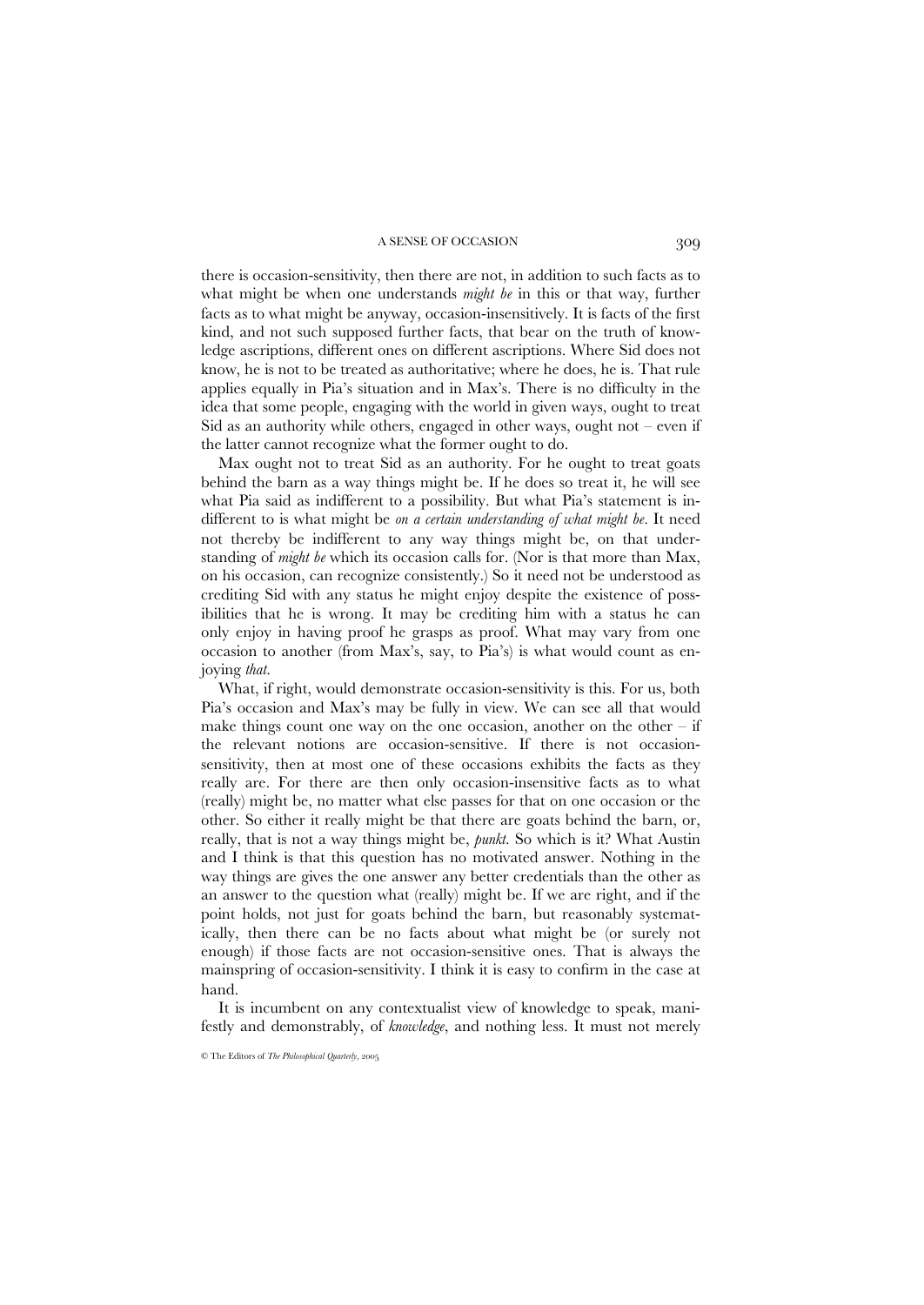there is occasion-sensitivity, then there are not, in addition to such facts as to what might be when one understands *might be* in this or that way, further facts as to what might be anyway, occasion-insensitively. It is facts of the first kind, and not such supposed further facts, that bear on the truth of knowledge ascriptions, different ones on different ascriptions. Where Sid does not know, he is not to be treated as authoritative; where he does, he is. That rule applies equally in Pia's situation and in Max's. There is no difficulty in the idea that some people, engaging with the world in given ways, ought to treat Sid as an authority while others, engaged in other ways, ought not – even if the latter cannot recognize what the former ought to do.

Max ought not to treat Sid as an authority. For he ought to treat goats behind the barn as a way things might be. If he does so treat it, he will see what Pia said as indifferent to a possibility. But what Pia's statement is indifferent to is what might be *on a certain understanding of what might be*. It need not thereby be indifferent to any way things might be, on that understanding of *might be* which its occasion calls for. (Nor is that more than Max, on his occasion, can recognize consistently.) So it need not be understood as crediting Sid with any status he might enjoy despite the existence of possibilities that he is wrong. It may be crediting him with a status he can only enjoy in having proof he grasps as proof. What may vary from one occasion to another (from Max's, say, to Pia's) is what would count as enjoying *that*.

What, if right, would demonstrate occasion-sensitivity is this. For us, both Pia's occasion and Max's may be fully in view. We can see all that would make things count one way on the one occasion, another on the other – if the relevant notions are occasion-sensitive. If there is not occasion-sensitivity, then at most one of these occasions exhibits the facts as they really are. For there are then only occasion-insensitive facts as to what (really) might be, no matter what else passes for that on one occasion or the other. So either it really might be that there are goats behind the barn, or, really, that is not a way things might be, *punkt*. So which is it? What Austin and I think is that this question has no motivated answer. Nothing in the way things are gives the one answer any better credentials than the other as an answer to the question what (really) might be. If we are right, and if the point holds, not just for goats behind the barn, but reasonably systematically, then there can be no facts about what might be (or surely not enough) if those facts are not occasion-sensitive ones. That is always the mainspring of occasion-sensitivity. I think it is easy to confirm in the case at hand.

It is incumbent on any contextualist view of knowledge to speak, manifestly and demonstrably, of *knowledge*, and nothing less. It must not merely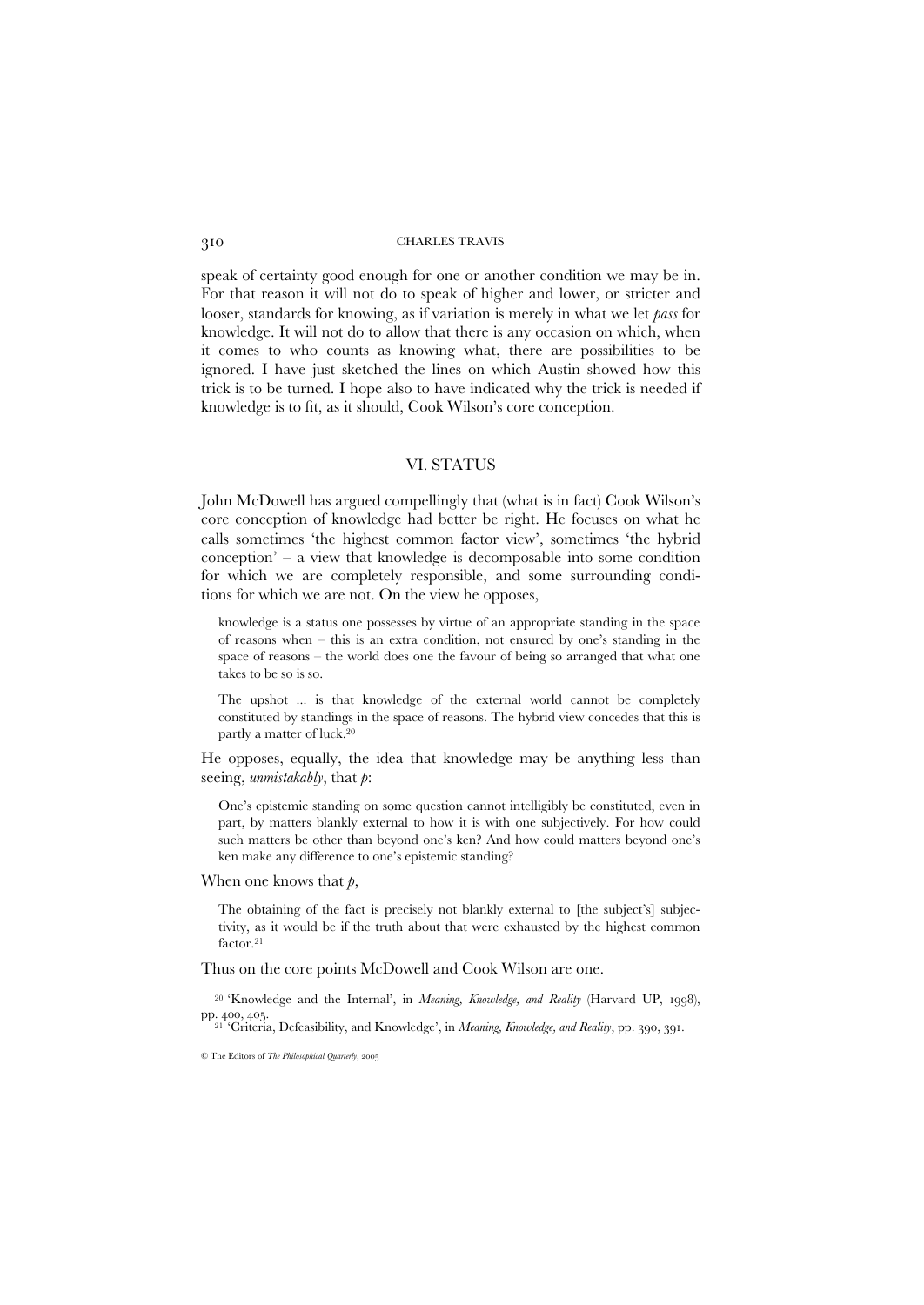speak of certainty good enough for one or another condition we may be in. For that reason it will not do to speak of higher and lower, or stricter and looser, standards for knowing, as if variation is merely in what we let *pass* for knowledge. It will not do to allow that there is any occasion on which, when it comes to who counts as knowing what, there are possibilities to be ignored. I have just sketched the lines on which Austin showed how this trick is to be turned. I hope also to have indicated why the trick is needed if knowledge is to fit, as it should, Cook Wilson's core conception.

## VI. STATUS

John McDowell has argued compellingly that (what is in fact) Cook Wilson's core conception of knowledge had better be right. He focuses on what he calls sometimes 'the highest common factor view', sometimes 'the hybrid conception' – a view that knowledge is decomposable into some condition for which we are completely responsible, and some surrounding conditions for which we are not. On the view he opposes,

> knowledge is a status one possesses by virtue of an appropriate standing in the space of reasons when – this is an extra condition, not ensured by one's standing in the space of reasons – the world does one the favour of being so arranged that what one takes to be so is so.
>
> The upshot ... is that knowledge of the external world cannot be completely constituted by standings in the space of reasons. The hybrid view concedes that this is partly a matter of luck.[20]

He opposes, equally, the idea that knowledge may be anything less than seeing, *unmistakably*, that *p*:

> One's epistemic standing on some question cannot intelligibly be constituted, even in part, by matters blankly external to how it is with one subjectively. For how could such matters be other than beyond one's ken? And how could matters beyond one's ken make any difference to one's epistemic standing?

When one knows that *p*,

> The obtaining of the fact is precisely not blankly external to [the subject's] subjectivity, as it would be if the truth about that were exhausted by the highest common factor.[21]

Thus on the core points McDowell and Cook Wilson are one.

[20] 'Knowledge and the Internal', in *Meaning, Knowledge, and Reality* (Harvard UP, 1998), pp. 400, 405.

[21] 'Criteria, Defeasibility, and Knowledge', in *Meaning, Knowledge, and Reality*, pp. 390, 391.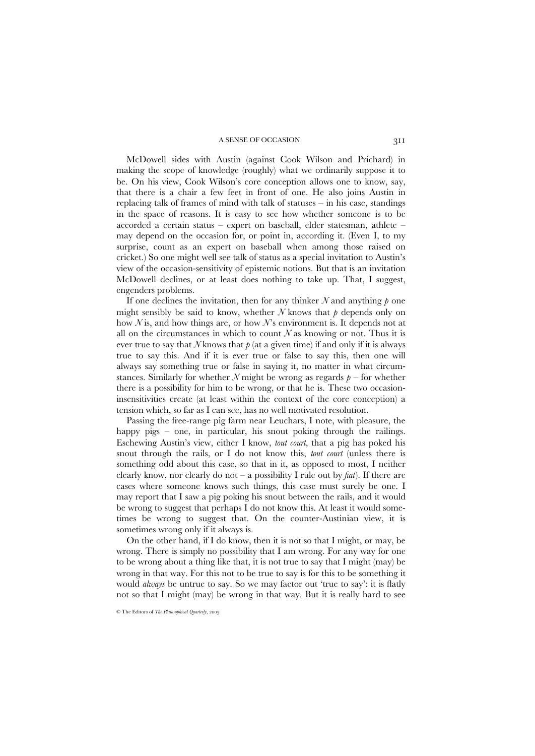McDowell sides with Austin (against Cook Wilson and Prichard) in making the scope of knowledge (roughly) what we ordinarily suppose it to be. On his view, Cook Wilson's core conception allows one to know, say, that there is a chair a few feet in front of one. He also joins Austin in replacing talk of frames of mind with talk of statuses – in his case, standings in the space of reasons. It is easy to see how whether someone is to be accorded a certain status – expert on baseball, elder statesman, athlete – may depend on the occasion for, or point in, according it. (Even I, to my surprise, count as an expert on baseball when among those raised on cricket.) So one might well see talk of status as a special invitation to Austin's view of the occasion-sensitivity of epistemic notions. But that is an invitation McDowell declines, or at least does nothing to take up. That, I suggest, engenders problems.

If one declines the invitation, then for any thinker *N* and anything *p* one might sensibly be said to know, whether *N* knows that *p* depends only on how *N* is, and how things are, or how *N*'s environment is. It depends not at all on the circumstances in which to count *N* as knowing or not. Thus it is ever true to say that *N* knows that *p* (at a given time) if and only if it is always true to say this. And if it is ever true or false to say this, then one will always say something true or false in saying it, no matter in what circumstances. Similarly for whether *N* might be wrong as regards *p* – for whether there is a possibility for him to be wrong, or that he is. These two occasion-insensitivities create (at least within the context of the core conception) a tension which, so far as I can see, has no well motivated resolution.

Passing the free-range pig farm near Leuchars, I note, with pleasure, the happy pigs – one, in particular, his snout poking through the railings. Eschewing Austin's view, either I know, *tout court*, that a pig has poked his snout through the rails, or I do not know this, *tout court* (unless there is something odd about this case, so that in it, as opposed to most, I neither clearly know, nor clearly do not – a possibility I rule out by *fiat*). If there are cases where someone knows such things, this case must surely be one. I may report that I saw a pig poking his snout between the rails, and it would be wrong to suggest that perhaps I do not know this. At least it would sometimes be wrong to suggest that. On the counter-Austinian view, it is sometimes wrong only if it always is.

On the other hand, if I do know, then it is not so that I might, or may, be wrong. There is simply no possibility that I am wrong. For any way for one to be wrong about a thing like that, it is not true to say that I might (may) be wrong in that way. For this not to be true to say is for this to be something it would *always* be untrue to say. So we may factor out 'true to say': it is flatly not so that I might (may) be wrong in that way. But it is really hard to see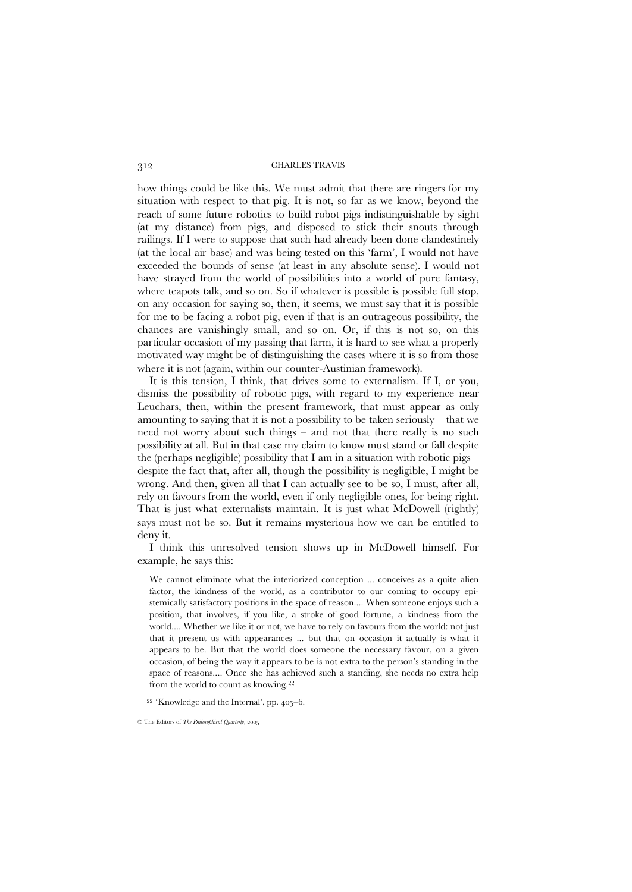how things could be like this. We must admit that there are ringers for my situation with respect to that pig. It is not, so far as we know, beyond the reach of some future robotics to build robot pigs indistinguishable by sight (at my distance) from pigs, and disposed to stick their snouts through railings. If I were to suppose that such had already been done clandestinely (at the local air base) and was being tested on this 'farm', I would not have exceeded the bounds of sense (at least in any absolute sense). I would not have strayed from the world of possibilities into a world of pure fantasy, where teapots talk, and so on. So if whatever is possible is possible full stop, on any occasion for saying so, then, it seems, we must say that it is possible for me to be facing a robot pig, even if that is an outrageous possibility, the chances are vanishingly small, and so on. Or, if this is not so, on this particular occasion of my passing that farm, it is hard to see what a properly motivated way might be of distinguishing the cases where it is so from those where it is not (again, within our counter-Austinian framework).

It is this tension, I think, that drives some to externalism. If I, or you, dismiss the possibility of robotic pigs, with regard to my experience near Leuchars, then, within the present framework, that must appear as only amounting to saying that it is not a possibility to be taken seriously – that we need not worry about such things – and not that there really is no such possibility at all. But in that case my claim to know must stand or fall despite the (perhaps negligible) possibility that I am in a situation with robotic pigs – despite the fact that, after all, though the possibility is negligible, I might be wrong. And then, given all that I can actually see to be so, I must, after all, rely on favours from the world, even if only negligible ones, for being right. That is just what externalists maintain. It is just what McDowell (rightly) says must not be so. But it remains mysterious how we can be entitled to deny it.

I think this unresolved tension shows up in McDowell himself. For example, he says this:

> We cannot eliminate what the interiorized conception ... conceives as a quite alien factor, the kindness of the world, as a contributor to our coming to occupy epistemically satisfactory positions in the space of reason.... When someone enjoys such a position, that involves, if you like, a stroke of good fortune, a kindness from the world.... Whether we like it or not, we have to rely on favours from the world: not just that it present us with appearances ... but that on occasion it actually is what it appears to be. But that the world does someone the necessary favour, on a given occasion, of being the way it appears to be is not extra to the person's standing in the space of reasons.... Once she has achieved such a standing, she needs no extra help from the world to count as knowing.[22]

[22] 'Knowledge and the Internal', pp. 405–6.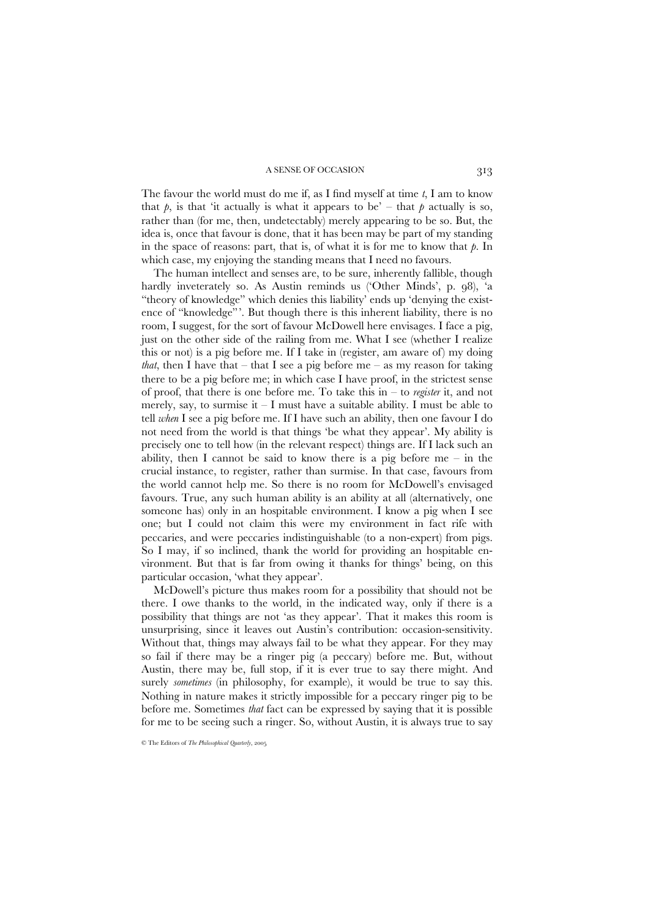The favour the world must do me if, as I find myself at time *t*, I am to know that *p*, is that 'it actually is what it appears to be' – that *p* actually is so, rather than (for me, then, undetectably) merely appearing to be so. But, the idea is, once that favour is done, that it has been may be part of my standing in the space of reasons: part, that is, of what it is for me to know that *p*. In which case, my enjoying the standing means that I need no favours.

The human intellect and senses are, to be sure, inherently fallible, though hardly inveterately so. As Austin reminds us ('Other Minds', p. 98), 'a "theory of knowledge" which denies this liability' ends up 'denying the existence of "knowledge"'. But though there is this inherent liability, there is no room, I suggest, for the sort of favour McDowell here envisages. I face a pig, just on the other side of the railing from me. What I see (whether I realize this or not) is a pig before me. If I take in (register, am aware of) my doing *that*, then I have that – that I see a pig before me – as my reason for taking there to be a pig before me; in which case I have proof, in the strictest sense of proof, that there is one before me. To take this in – to *register* it, and not merely, say, to surmise it – I must have a suitable ability. I must be able to tell *when* I see a pig before me. If I have such an ability, then one favour I do not need from the world is that things 'be what they appear'. My ability is precisely one to tell how (in the relevant respect) things are. If I lack such an ability, then I cannot be said to know there is a pig before me – in the crucial instance, to register, rather than surmise. In that case, favours from the world cannot help me. So there is no room for McDowell's envisaged favours. True, any such human ability is an ability at all (alternatively, one someone has) only in an hospitable environment. I know a pig when I see one; but I could not claim this were my environment in fact rife with peccaries, and were peccaries indistinguishable (to a non-expert) from pigs. So I may, if so inclined, thank the world for providing an hospitable environment. But that is far from owing it thanks for things' being, on this particular occasion, 'what they appear'.

McDowell's picture thus makes room for a possibility that should not be there. I owe thanks to the world, in the indicated way, only if there is a possibility that things are not 'as they appear'. That it makes this room is unsurprising, since it leaves out Austin's contribution: occasion-sensitivity. Without that, things may always fail to be what they appear. For they may so fail if there may be a ringer pig (a peccary) before me. But, without Austin, there may be, full stop, if it is ever true to say there might. And surely *sometimes* (in philosophy, for example), it would be true to say this. Nothing in nature makes it strictly impossible for a peccary ringer pig to be before me. Sometimes *that* fact can be expressed by saying that it is possible for me to be seeing such a ringer. So, without Austin, it is always true to say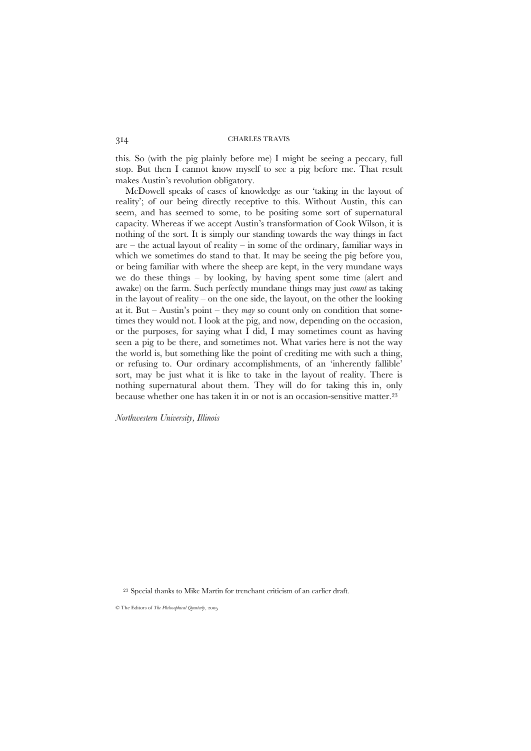this. So (with the pig plainly before me) I might be seeing a peccary, full stop. But then I cannot know myself to see a pig before me. That result makes Austin's revolution obligatory.

McDowell speaks of cases of knowledge as our 'taking in the layout of reality'; of our being directly receptive to this. Without Austin, this can seem, and has seemed to some, to be positing some sort of supernatural capacity. Whereas if we accept Austin's transformation of Cook Wilson, it is nothing of the sort. It is simply our standing towards the way things in fact are – the actual layout of reality – in some of the ordinary, familiar ways in which we sometimes do stand to that. It may be seeing the pig before you, or being familiar with where the sheep are kept, in the very mundane ways we do these things – by looking, by having spent some time (alert and awake) on the farm. Such perfectly mundane things may just *count* as taking in the layout of reality – on the one side, the layout, on the other the looking at it. But – Austin's point – they *may* so count only on condition that sometimes they would not. I look at the pig, and now, depending on the occasion, or the purposes, for saying what I did, I may sometimes count as having seen a pig to be there, and sometimes not. What varies here is not the way the world is, but something like the point of crediting me with such a thing, or refusing to. Our ordinary accomplishments, of an 'inherently fallible' sort, may be just what it is like to take in the layout of reality. There is nothing supernatural about them. They will do for taking this in, only because whether one has taken it in or not is an occasion-sensitive matter.[23]

*Northwestern University, Illinois*

[23] Special thanks to Mike Martin for trenchant criticism of an earlier draft.